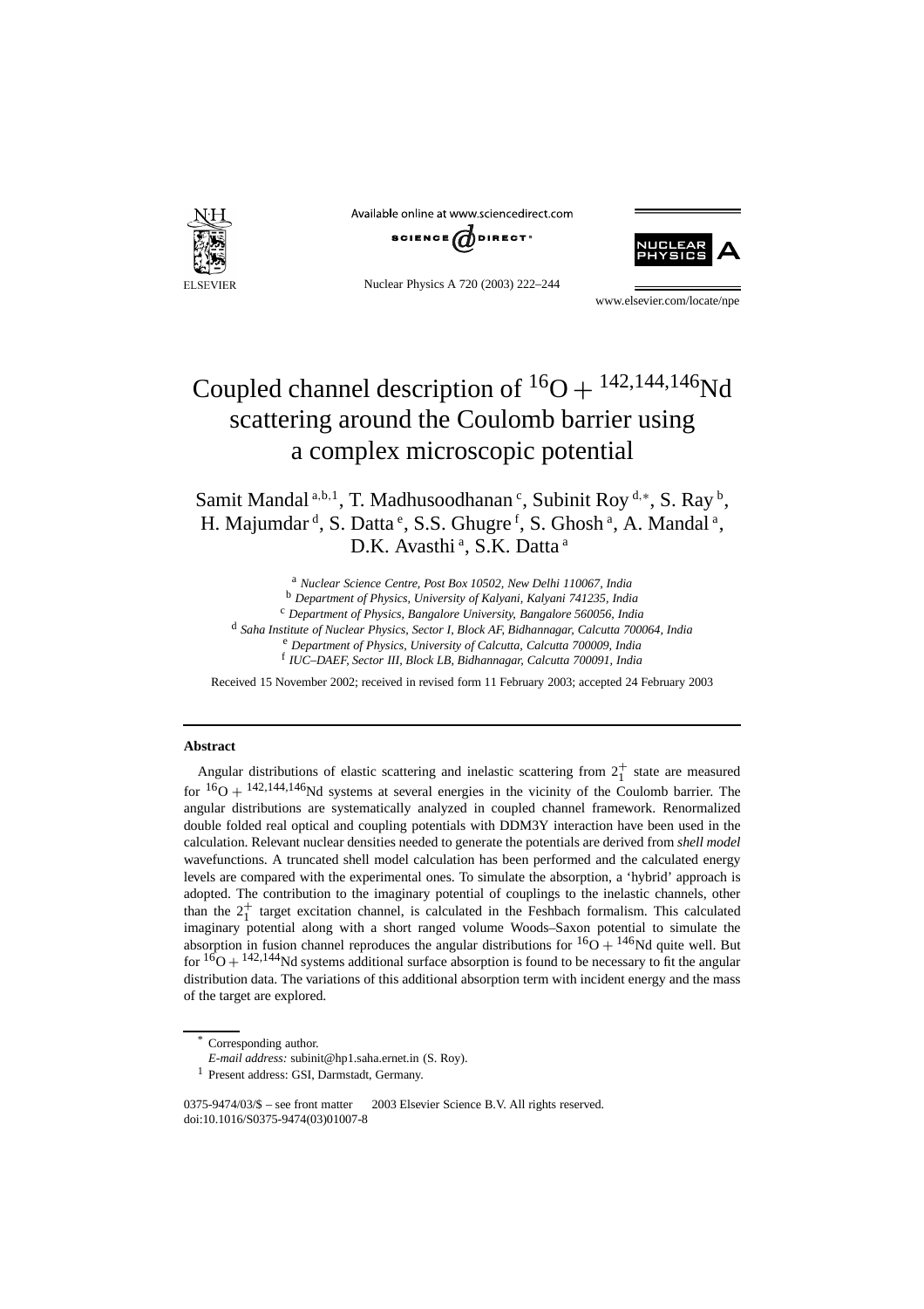# Coupled channel description of $^{16}O + ^{142,144,146}Nd$ scattering around the Coulomb barrier using a complex microscopic potential

Samit Mandal [a,b,1], T. Madhusoodhanan [c], Subinit Roy [d,*], S. Ray [b], H. Majumdar [d], S. Datta [e], S.S. Ghugre [f], S. Ghosh [a], A. Mandal [a], D.K. Avasthi [a], S.K. Datta [a]

[a] *Nuclear Science Centre, Post Box 10502, New Delhi 110067, India*
[b] *Department of Physics, University of Kalyani, Kalyani 741235, India*
[c] *Department of Physics, Bangalore University, Bangalore 560056, India*
[d] *Saha Institute of Nuclear Physics, Sector I, Block AF, Bidhannagar, Calcutta 700064, India*
[e] *Department of Physics, University of Calcutta, Calcutta 700009, India*
[f] *IUC–DAEF, Sector III, Block LB, Bidhannagar, Calcutta 700091, India*

Received 15 November 2002; received in revised form 11 February 2003; accepted 24 February 2003

## Abstract

Angular distributions of elastic scattering and inelastic scattering from $2_1^+$ state are measured for $^{16}O + ^{142,144,146}Nd$ systems at several energies in the vicinity of the Coulomb barrier. The angular distributions are systematically analyzed in coupled channel framework. Renormalized double folded real optical and coupling potentials with DDM3Y interaction have been used in the calculation. Relevant nuclear densities needed to generate the potentials are derived from *shell model* wavefunctions. A truncated shell model calculation has been performed and the calculated energy levels are compared with the experimental ones. To simulate the absorption, a 'hybrid' approach is adopted. The contribution to the imaginary potential of couplings to the inelastic channels, other than the $2_1^+$ target excitation channel, is calculated in the Feshbach formalism. This calculated imaginary potential along with a short ranged volume Woods–Saxon potential to simulate the absorption in fusion channel reproduces the angular distributions for $^{16}O + ^{146}Nd$ quite well. But for $^{16}O + ^{142,144}Nd$ systems additional surface absorption is found to be necessary to fit the angular distribution data. The variations of this additional absorption term with incident energy and the mass of the target are explored.

---

\* Corresponding author.
*E-mail address:* subinit@hp1.saha.ernet.in (S. Roy).
[1] Present address: GSI, Darmstadt, Germany.

0375-9474/03/$ – see front matter © 2003 Elsevier Science B.V. All rights reserved.
doi:10.1016/S0375-9474(03)01007-8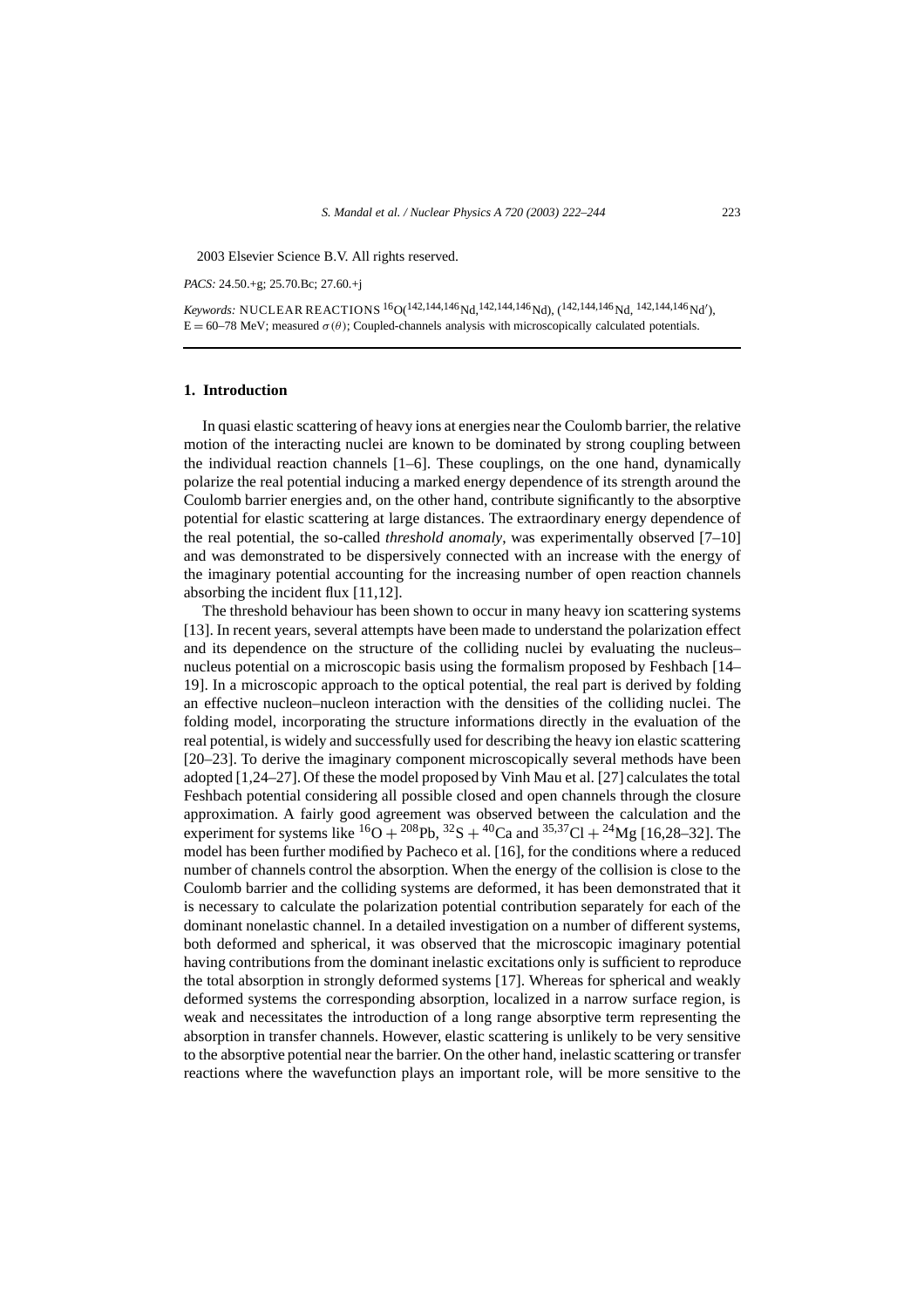2003 Elsevier Science B.V. All rights reserved.

*PACS:* 24.50.+g; 25.70.Bc; 27.60.+j

*Keywords:* NUCLEAR REACTIONS $^{16}$O($^{142,144,146}$Nd,$^{142,144,146}$Nd), ($^{142,144,146}$Nd, $^{142,144,146}$Nd′), E = 60–78 MeV; measured $\sigma(\theta)$; Coupled-channels analysis with microscopically calculated potentials.

## 1. Introduction

In quasi elastic scattering of heavy ions at energies near the Coulomb barrier, the relative motion of the interacting nuclei are known to be dominated by strong coupling between the individual reaction channels [1–6]. These couplings, on the one hand, dynamically polarize the real potential inducing a marked energy dependence of its strength around the Coulomb barrier energies and, on the other hand, contribute significantly to the absorptive potential for elastic scattering at large distances. The extraordinary energy dependence of the real potential, the so-called *threshold anomaly*, was experimentally observed [7–10] and was demonstrated to be dispersively connected with an increase with the energy of the imaginary potential accounting for the increasing number of open reaction channels absorbing the incident flux [11,12].

The threshold behaviour has been shown to occur in many heavy ion scattering systems [13]. In recent years, several attempts have been made to understand the polarization effect and its dependence on the structure of the colliding nuclei by evaluating the nucleus–nucleus potential on a microscopic basis using the formalism proposed by Feshbach [14–19]. In a microscopic approach to the optical potential, the real part is derived by folding an effective nucleon–nucleon interaction with the densities of the colliding nuclei. The folding model, incorporating the structure informations directly in the evaluation of the real potential, is widely and successfully used for describing the heavy ion elastic scattering [20–23]. To derive the imaginary component microscopically several methods have been adopted [1,24–27]. Of these the model proposed by Vinh Mau et al. [27] calculates the total Feshbach potential considering all possible closed and open channels through the closure approximation. A fairly good agreement was observed between the calculation and the experiment for systems like $^{16}$O + $^{208}$Pb, $^{32}$S + $^{40}$Ca and $^{35,37}$Cl + $^{24}$Mg [16,28–32]. The model has been further modified by Pacheco et al. [16], for the conditions where a reduced number of channels control the absorption. When the energy of the collision is close to the Coulomb barrier and the colliding systems are deformed, it has been demonstrated that it is necessary to calculate the polarization potential contribution separately for each of the dominant nonelastic channel. In a detailed investigation on a number of different systems, both deformed and spherical, it was observed that the microscopic imaginary potential having contributions from the dominant inelastic excitations only is sufficient to reproduce the total absorption in strongly deformed systems [17]. Whereas for spherical and weakly deformed systems the corresponding absorption, localized in a narrow surface region, is weak and necessitates the introduction of a long range absorptive term representing the absorption in transfer channels. However, elastic scattering is unlikely to be very sensitive to the absorptive potential near the barrier. On the other hand, inelastic scattering or transfer reactions where the wavefunction plays an important role, will be more sensitive to the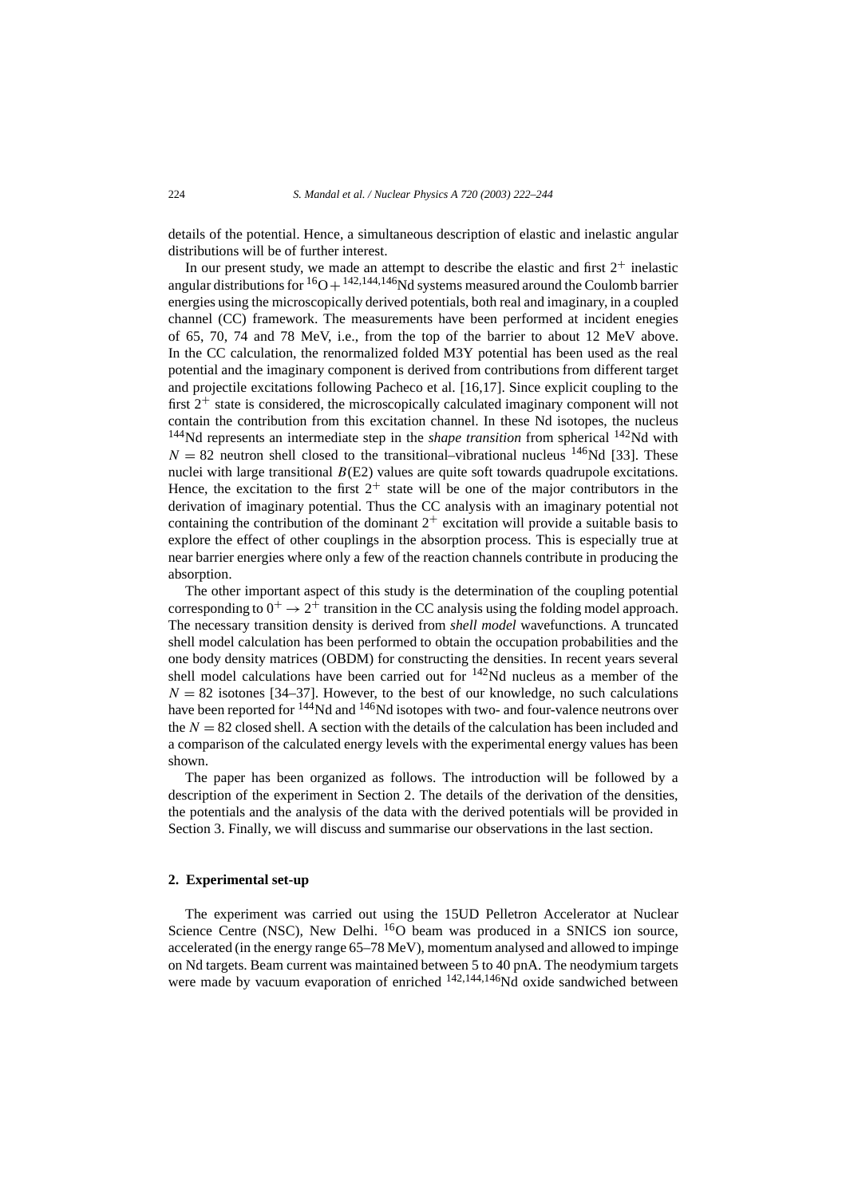details of the potential. Hence, a simultaneous description of elastic and inelastic angular distributions will be of further interest.

In our present study, we made an attempt to describe the elastic and first $2^+$ inelastic angular distributions for $^{16}O + ^{142,144,146}Nd$ systems measured around the Coulomb barrier energies using the microscopically derived potentials, both real and imaginary, in a coupled channel (CC) framework. The measurements have been performed at incident enegies of 65, 70, 74 and 78 MeV, i.e., from the top of the barrier to about 12 MeV above. In the CC calculation, the renormalized folded M3Y potential has been used as the real potential and the imaginary component is derived from contributions from different target and projectile excitations following Pacheco et al. [16,17]. Since explicit coupling to the first $2^+$ state is considered, the microscopically calculated imaginary component will not contain the contribution from this excitation channel. In these Nd isotopes, the nucleus $^{144}Nd$ represents an intermediate step in the *shape transition* from spherical $^{142}Nd$ with $N = 82$ neutron shell closed to the transitional–vibrational nucleus $^{146}Nd$ [33]. These nuclei with large transitional $B(E2)$ values are quite soft towards quadrupole excitations. Hence, the excitation to the first $2^+$ state will be one of the major contributors in the derivation of imaginary potential. Thus the CC analysis with an imaginary potential not containing the contribution of the dominant $2^+$ excitation will provide a suitable basis to explore the effect of other couplings in the absorption process. This is especially true at near barrier energies where only a few of the reaction channels contribute in producing the absorption.

The other important aspect of this study is the determination of the coupling potential corresponding to $0^+ \to 2^+$ transition in the CC analysis using the folding model approach. The necessary transition density is derived from *shell model* wavefunctions. A truncated shell model calculation has been performed to obtain the occupation probabilities and the one body density matrices (OBDM) for constructing the densities. In recent years several shell model calculations have been carried out for $^{142}Nd$ nucleus as a member of the $N = 82$ isotones [34–37]. However, to the best of our knowledge, no such calculations have been reported for $^{144}Nd$ and $^{146}Nd$ isotopes with two- and four-valence neutrons over the $N = 82$ closed shell. A section with the details of the calculation has been included and a comparison of the calculated energy levels with the experimental energy values has been shown.

The paper has been organized as follows. The introduction will be followed by a description of the experiment in Section 2. The details of the derivation of the densities, the potentials and the analysis of the data with the derived potentials will be provided in Section 3. Finally, we will discuss and summarise our observations in the last section.

## 2. Experimental set-up

The experiment was carried out using the 15UD Pelletron Accelerator at Nuclear Science Centre (NSC), New Delhi. $^{16}O$ beam was produced in a SNICS ion source, accelerated (in the energy range 65–78 MeV), momentum analysed and allowed to impinge on Nd targets. Beam current was maintained between 5 to 40 pnA. The neodymium targets were made by vacuum evaporation of enriched $^{142,144,146}Nd$ oxide sandwiched between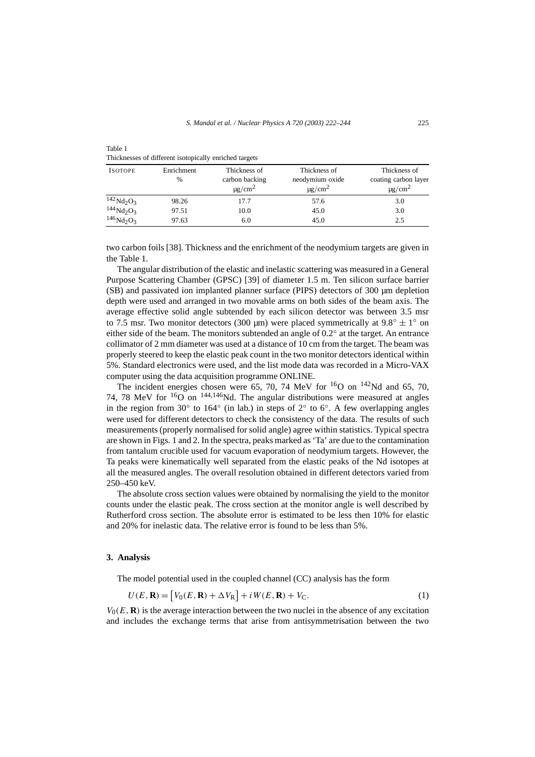Table 1
Thicknesses of different isotopically enriched targets

| Isotope | Enrichment % | Thickness of carbon backing $\mu g/cm^2$ | Thickness of neodymium oxide $\mu g/cm^2$ | Thickness of coating carbon layer $\mu g/cm^2$ |
|---|---|---|---|---|
| $^{142}Nd_2O_3$ | 98.26 | 17.7 | 57.6 | 3.0 |
| $^{144}Nd_2O_3$ | 97.51 | 10.0 | 45.0 | 3.0 |
| $^{146}Nd_2O_3$ | 97.63 | 6.0 | 45.0 | 2.5 |

two carbon foils [38]. Thickness and the enrichment of the neodymium targets are given in the Table 1.

The angular distribution of the elastic and inelastic scattering was measured in a General Purpose Scattering Chamber (GPSC) [39] of diameter 1.5 m. Ten silicon surface barrier (SB) and passivated ion implanted planner surface (PIPS) detectors of 300 μm depletion depth were used and arranged in two movable arms on both sides of the beam axis. The average effective solid angle subtended by each silicon detector was between 3.5 msr to 7.5 msr. Two monitor detectors (300 μm) were placed symmetrically at $9.8^\circ \pm 1^\circ$ on either side of the beam. The monitors subtended an angle of $0.2^\circ$ at the target. An entrance collimator of 2 mm diameter was used at a distance of 10 cm from the target. The beam was properly steered to keep the elastic peak count in the two monitor detectors identical within 5%. Standard electronics were used, and the list mode data was recorded in a Micro-VAX computer using the data acquisition programme ONLINE.

The incident energies chosen were 65, 70, 74 MeV for $^{16}O$ on $^{142}Nd$ and 65, 70, 74, 78 MeV for $^{16}O$ on $^{144,146}Nd$. The angular distributions were measured at angles in the region from $30^\circ$ to $164^\circ$ (in lab.) in steps of $2^\circ$ to $6^\circ$. A few overlapping angles were used for different detectors to check the consistency of the data. The results of such measurements (properly normalised for solid angle) agree within statistics. Typical spectra are shown in Figs. 1 and 2. In the spectra, peaks marked as 'Ta' are due to the contamination from tantalum crucible used for vacuum evaporation of neodymium targets. However, the Ta peaks were kinematically well separated from the elastic peaks of the Nd isotopes at all the measured angles. The overall resolution obtained in different detectors varied from 250–450 keV.

The absolute cross section values were obtained by normalising the yield to the monitor counts under the elastic peak. The cross section at the monitor angle is well described by Rutherford cross section. The absolute error is estimated to be less then 10% for elastic and 20% for inelastic data. The relative error is found to be less than 5%.

## 3. Analysis

The model potential used in the coupled channel (CC) analysis has the form

$$U(E, \mathbf{R}) = \left[V_0(E, \mathbf{R}) + \Delta V_R\right] + iW(E, \mathbf{R}) + V_C. \tag{1}$$

$V_0(E, \mathbf{R})$ is the average interaction between the two nuclei in the absence of any excitation and includes the exchange terms that arise from antisymmetrisation between the two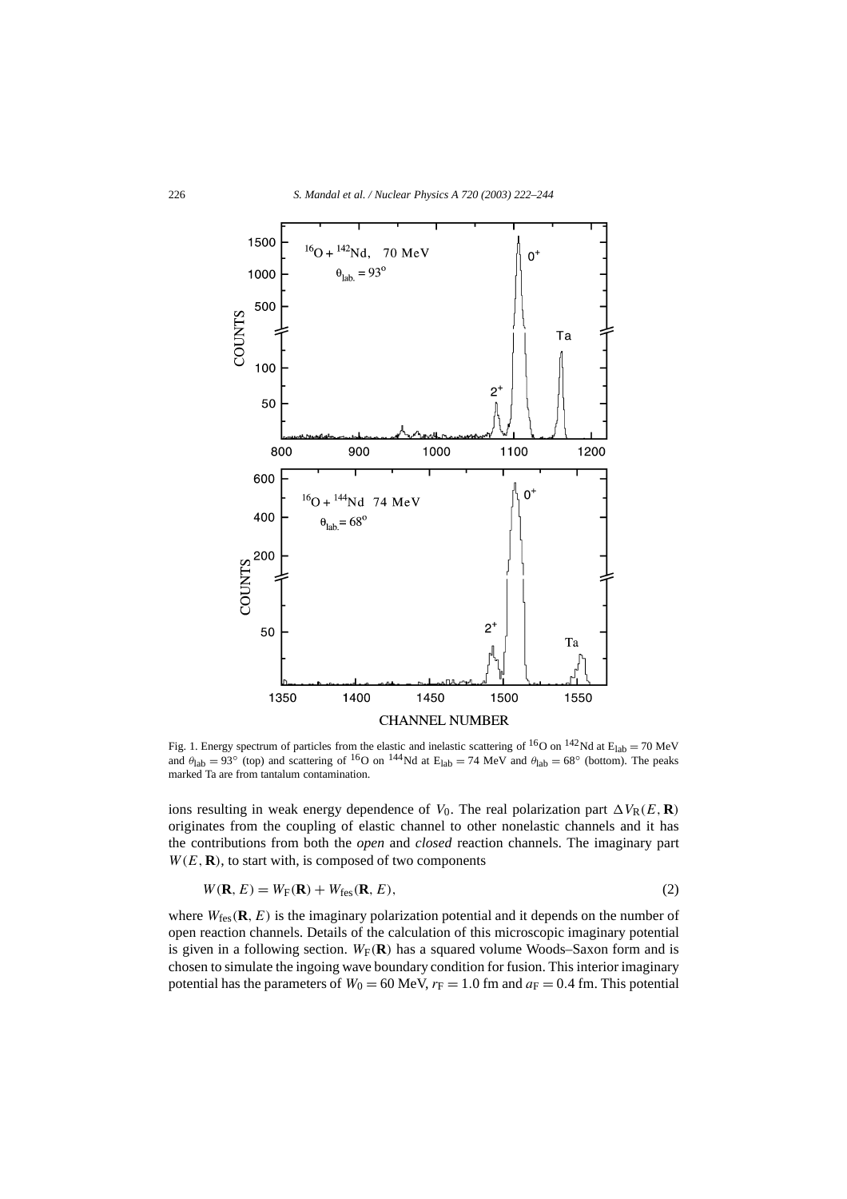$^{16}$O + $^{142}$Nd, 70 MeV

$\theta_{lab.} = 93^o$

COUNTS

1500
1000
500
100
50

0$^+$
2$^+$
Ta

800 900 1000 1100 1200

$^{16}$O + $^{144}$Nd 74 MeV

$\theta_{lab.} = 68^o$

COUNTS

600
400
200
50

0$^+$
2$^+$
Ta

1350 1400 1450 1500 1550

CHANNEL NUMBER

Fig. 1. Energy spectrum of particles from the elastic and inelastic scattering of $^{16}$O on $^{142}$Nd at $E_{lab} = 70$ MeV and $\theta_{lab} = 93°$ (top) and scattering of $^{16}$O on $^{144}$Nd at $E_{lab} = 74$ MeV and $\theta_{lab} = 68°$ (bottom). The peaks marked Ta are from tantalum contamination.

ions resulting in weak energy dependence of $V_0$. The real polarization part $\Delta V_R(E, \mathbf{R})$ originates from the coupling of elastic channel to other nonelastic channels and it has the contributions from both the *open* and *closed* reaction channels. The imaginary part $W(E, \mathbf{R})$, to start with, is composed of two components

$$W(\mathbf{R}, E) = W_F(\mathbf{R}) + W_{fes}(\mathbf{R}, E), \tag{2}$$

where $W_{fes}(\mathbf{R}, E)$ is the imaginary polarization potential and it depends on the number of open reaction channels. Details of the calculation of this microscopic imaginary potential is given in a following section. $W_F(\mathbf{R})$ has a squared volume Woods–Saxon form and is chosen to simulate the ingoing wave boundary condition for fusion. This interior imaginary potential has the parameters of $W_0 = 60$ MeV, $r_F = 1.0$ fm and $a_F = 0.4$ fm. This potential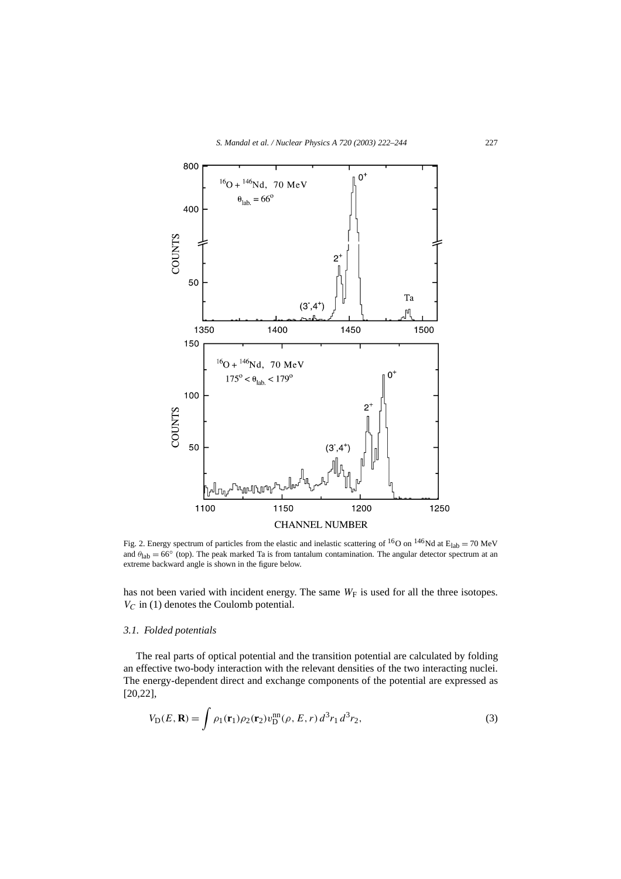Fig. 2. Energy spectrum of particles from the elastic and inelastic scattering of $^{16}$O on $^{146}$Nd at $E_{lab} = 70$ MeV and $\theta_{lab} = 66°$ (top). The peak marked Ta is from tantalum contamination. The angular detector spectrum at an extreme backward angle is shown in the figure below.

has not been varied with incident energy. The same $W_F$ is used for all the three isotopes. $V_C$ in (1) denotes the Coulomb potential.

### 3.1. Folded potentials

The real parts of optical potential and the transition potential are calculated by folding an effective two-body interaction with the relevant densities of the two interacting nuclei. The energy-dependent direct and exchange components of the potential are expressed as [20,22],

$$V_D(E, \mathbf{R}) = \int \rho_1(\mathbf{r}_1)\rho_2(\mathbf{r}_2)v_D^{nn}(\rho, E, r)\, d^3r_1\, d^3r_2, \tag{3}$$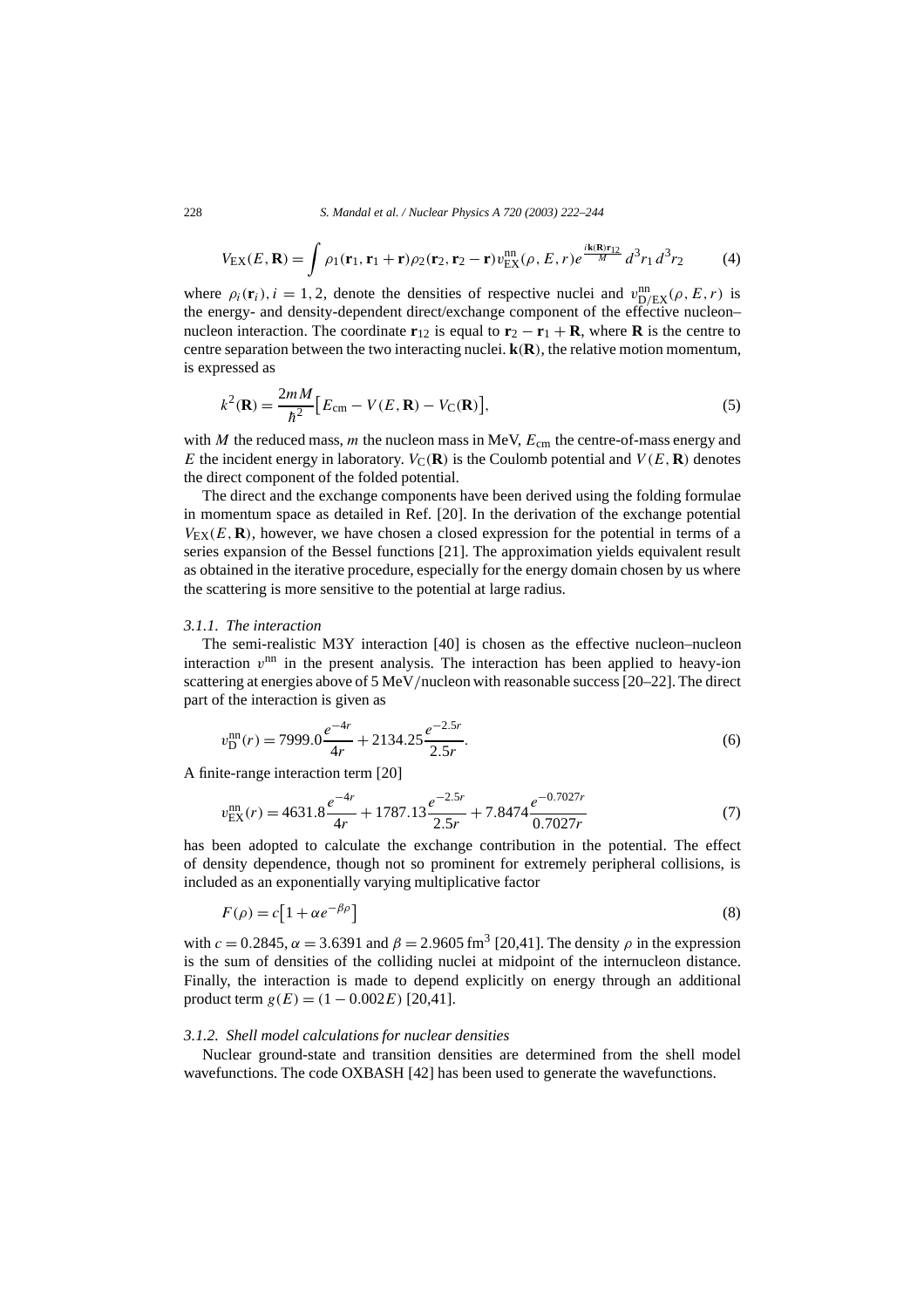$$V_{\mathrm{EX}}(E,\mathbf{R}) = \int \rho_1(\mathbf{r}_1, \mathbf{r}_1 + \mathbf{r})\rho_2(\mathbf{r}_2, \mathbf{r}_2 - \mathbf{r}) v_{\mathrm{EX}}^{\mathrm{nn}}(\rho, E, r) e^{\frac{i\mathbf{k}(\mathbf{R})\mathbf{r}_{12}}{M}} d^3r_1\, d^3r_2 \tag{4}$$

where $\rho_i(\mathbf{r}_i)$, $i = 1, 2$, denote the densities of respective nuclei and $v_{\mathrm{D/EX}}^{\mathrm{nn}}(\rho, E, r)$ is the energy- and density-dependent direct/exchange component of the effective nucleon–nucleon interaction. The coordinate $\mathbf{r}_{12}$ is equal to $\mathbf{r}_2 - \mathbf{r}_1 + \mathbf{R}$, where $\mathbf{R}$ is the centre to centre separation between the two interacting nuclei. $\mathbf{k}(\mathbf{R})$, the relative motion momentum, is expressed as

$$k^2(\mathbf{R}) = \frac{2mM}{\hbar^2}\big[E_{\mathrm{cm}} - V(E,\mathbf{R}) - V_{\mathrm{C}}(\mathbf{R})\big], \tag{5}$$

with $M$ the reduced mass, $m$ the nucleon mass in MeV, $E_{\mathrm{cm}}$ the centre-of-mass energy and $E$ the incident energy in laboratory. $V_{\mathrm{C}}(\mathbf{R})$ is the Coulomb potential and $V(E,\mathbf{R})$ denotes the direct component of the folded potential.

The direct and the exchange components have been derived using the folding formulae in momentum space as detailed in Ref. [20]. In the derivation of the exchange potential $V_{\mathrm{EX}}(E,\mathbf{R})$, however, we have chosen a closed expression for the potential in terms of a series expansion of the Bessel functions [21]. The approximation yields equivalent result as obtained in the iterative procedure, especially for the energy domain chosen by us where the scattering is more sensitive to the potential at large radius.

#### *3.1.1. The interaction*

The semi-realistic M3Y interaction [40] is chosen as the effective nucleon–nucleon interaction $v^{\mathrm{nn}}$ in the present analysis. The interaction has been applied to heavy-ion scattering at energies above of 5 MeV/nucleon with reasonable success [20–22]. The direct part of the interaction is given as

$$v_{\mathrm{D}}^{\mathrm{nn}}(r) = 7999.0\frac{e^{-4r}}{4r} + 2134.25\frac{e^{-2.5r}}{2.5r}. \tag{6}$$

A finite-range interaction term [20]

$$v_{\mathrm{EX}}^{\mathrm{nn}}(r) = 4631.8\frac{e^{-4r}}{4r} + 1787.13\frac{e^{-2.5r}}{2.5r} + 7.8474\frac{e^{-0.7027r}}{0.7027r} \tag{7}$$

has been adopted to calculate the exchange contribution in the potential. The effect of density dependence, though not so prominent for extremely peripheral collisions, is included as an exponentially varying multiplicative factor

$$F(\rho) = c\big[1 + \alpha e^{-\beta\rho}\big] \tag{8}$$

with $c = 0.2845$, $\alpha = 3.6391$ and $\beta = 2.9605\ \mathrm{fm}^3$ [20,41]. The density $\rho$ in the expression is the sum of densities of the colliding nuclei at midpoint of the internucleon distance. Finally, the interaction is made to depend explicitly on energy through an additional product term $g(E) = (1 - 0.002E)$ [20,41].

#### *3.1.2. Shell model calculations for nuclear densities*

Nuclear ground-state and transition densities are determined from the shell model wavefunctions. The code OXBASH [42] has been used to generate the wavefunctions.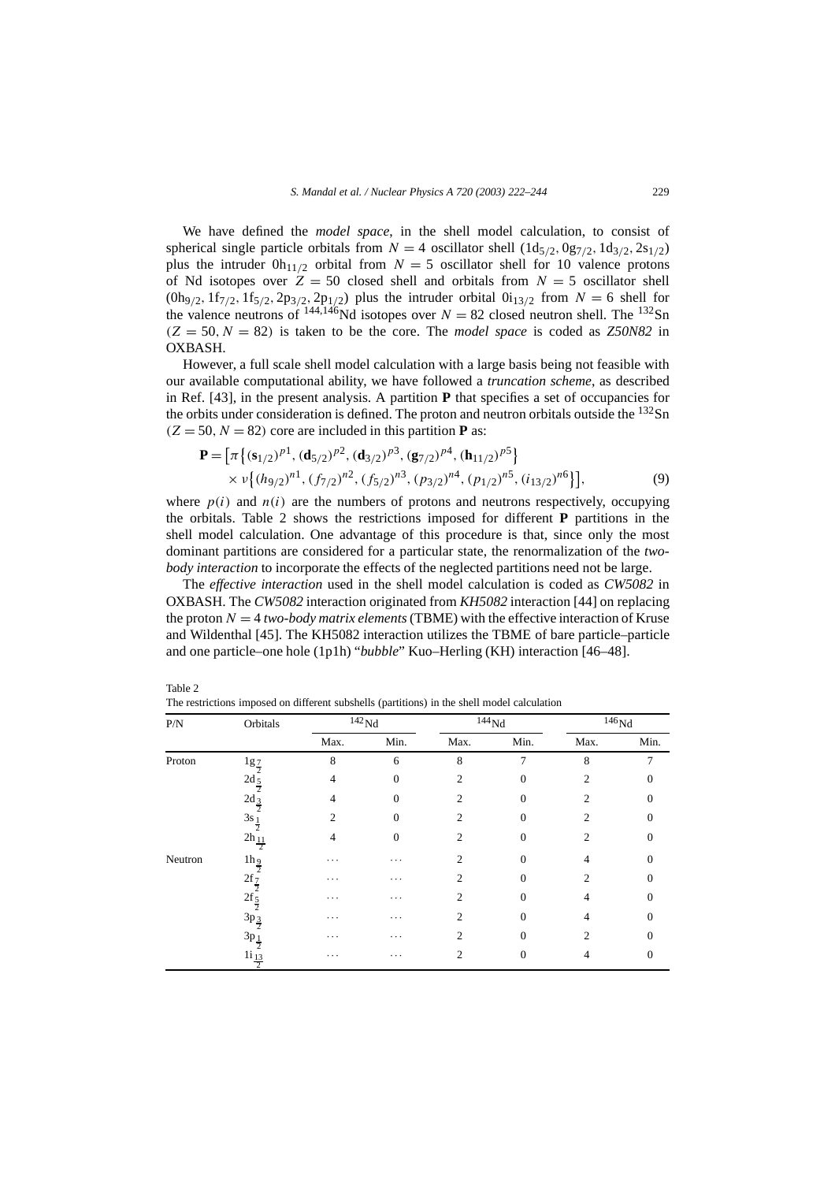We have defined the *model space*, in the shell model calculation, to consist of spherical single particle orbitals from $N = 4$ oscillator shell $(1d_{5/2}, 0g_{7/2}, 1d_{3/2}, 2s_{1/2})$ plus the intruder $0h_{11/2}$ orbital from $N = 5$ oscillator shell for 10 valence protons of Nd isotopes over $Z = 50$ closed shell and orbitals from $N = 5$ oscillator shell $(0h_{9/2}, 1f_{7/2}, 1f_{5/2}, 2p_{3/2}, 2p_{1/2})$ plus the intruder orbital $0i_{13/2}$ from $N = 6$ shell for the valence neutrons of $^{144,146}$Nd isotopes over $N = 82$ closed neutron shell. The $^{132}$Sn $(Z = 50, N = 82)$ is taken to be the core. The *model space* is coded as *Z50N82* in OXBASH.

However, a full scale shell model calculation with a large basis being not feasible with our available computational ability, we have followed a *truncation scheme*, as described in Ref. [43], in the present analysis. A partition **P** that specifies a set of occupancies for the orbits under consideration is defined. The proton and neutron orbitals outside the $^{132}$Sn $(Z = 50, N = 82)$ core are included in this partition **P** as:

$$\mathbf{P} = \big[\pi\big\{(\mathbf{s}_{1/2})^{p1}, (\mathbf{d}_{5/2})^{p2}, (\mathbf{d}_{3/2})^{p3}, (\mathbf{g}_{7/2})^{p4}, (\mathbf{h}_{11/2})^{p5}\big\} \times \nu\big\{(h_{9/2})^{n1}, (f_{7/2})^{n2}, (f_{5/2})^{n3}, (p_{3/2})^{n4}, (p_{1/2})^{n5}, (i_{13/2})^{n6}\big\}\big], \tag{9}$$

where $p(i)$ and $n(i)$ are the numbers of protons and neutrons respectively, occupying the orbitals. Table 2 shows the restrictions imposed for different **P** partitions in the shell model calculation. One advantage of this procedure is that, since only the most dominant partitions are considered for a particular state, the renormalization of the *two-body interaction* to incorporate the effects of the neglected partitions need not be large.

The *effective interaction* used in the shell model calculation is coded as *CW5082* in OXBASH. The *CW5082* interaction originated from *KH5082* interaction [44] on replacing the proton $N = 4$ *two-body matrix elements* (TBME) with the effective interaction of Kruse and Wildenthal [45]. The KH5082 interaction utilizes the TBME of bare particle–particle and one particle–one hole (1p1h) "*bubble*" Kuo–Herling (KH) interaction [46–48].

Table 2
The restrictions imposed on different subshells (partitions) in the shell model calculation

| P/N | Orbitals | $^{142}$Nd | | $^{144}$Nd | | $^{146}$Nd | |
|---|---|---|---|---|---|---|---|
| | | Max. | Min. | Max. | Min. | Max. | Min. |
| Proton | $1g_{\frac{7}{2}}$ | 8 | 6 | 8 | 7 | 8 | 7 |
| | $2d_{\frac{5}{2}}$ | 4 | 0 | 2 | 0 | 2 | 0 |
| | $2d_{\frac{3}{2}}$ | 4 | 0 | 2 | 0 | 2 | 0 |
| | $3s_{\frac{1}{2}}$ | 2 | 0 | 2 | 0 | 2 | 0 |
| | $2h_{\frac{11}{2}}$ | 4 | 0 | 2 | 0 | 2 | 0 |
| Neutron | $1h_{\frac{9}{2}}$ | ... | ... | 2 | 0 | 4 | 0 |
| | $2f_{\frac{7}{2}}$ | ... | ... | 2 | 0 | 2 | 0 |
| | $2f_{\frac{5}{2}}$ | ... | ... | 2 | 0 | 4 | 0 |
| | $3p_{\frac{3}{2}}$ | ... | ... | 2 | 0 | 4 | 0 |
| | $3p_{\frac{1}{2}}$ | ... | ... | 2 | 0 | 2 | 0 |
| | $1i_{\frac{13}{2}}$ | ... | ... | 2 | 0 | 4 | 0 |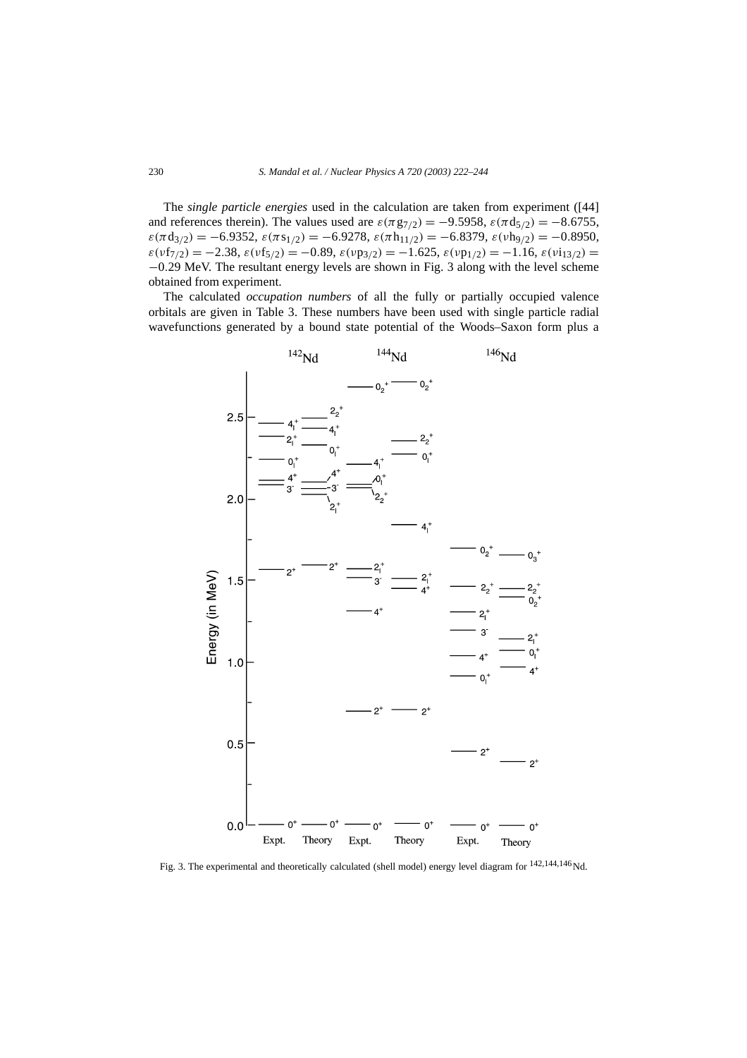The *single particle energies* used in the calculation are taken from experiment ([44] and references therein). The values used are $\varepsilon(\pi g_{7/2}) = -9.5958$, $\varepsilon(\pi d_{5/2}) = -8.6755$, $\varepsilon(\pi d_{3/2}) = -6.9352$, $\varepsilon(\pi s_{1/2}) = -6.9278$, $\varepsilon(\pi h_{11/2}) = -6.8379$, $\varepsilon(\nu h_{9/2}) = -0.8950$, $\varepsilon(\nu f_{7/2}) = -2.38$, $\varepsilon(\nu f_{5/2}) = -0.89$, $\varepsilon(\nu p_{3/2}) = -1.625$, $\varepsilon(\nu p_{1/2}) = -1.16$, $\varepsilon(\nu i_{13/2}) = -0.29$ MeV. The resultant energy levels are shown in Fig. 3 along with the level scheme obtained from experiment.

The calculated *occupation numbers* of all the fully or partially occupied valence orbitals are given in Table 3. These numbers have been used with single particle radial wavefunctions generated by a bound state potential of the Woods–Saxon form plus a

$^{142}$Nd $^{144}$Nd $^{146}$Nd

Energy (in MeV)

0.0 0.5 1.0 1.5 2.0 2.5

Expt. Theory Expt. Theory Expt. Theory

Fig. 3. The experimental and theoretically calculated (shell model) energy level diagram for $^{142,144,146}$Nd.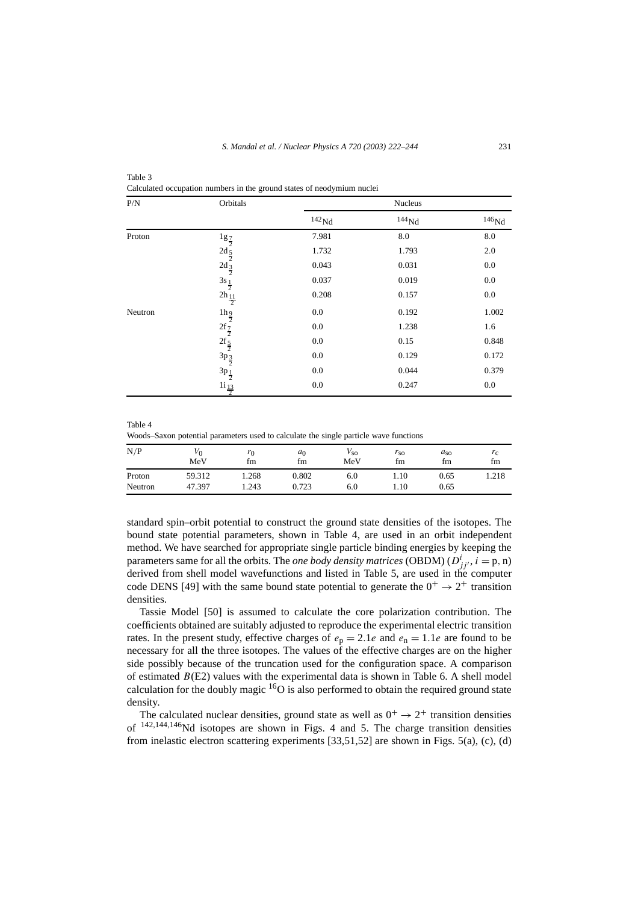Table 3
Calculated occupation numbers in the ground states of neodymium nuclei

| P/N | Orbitals | Nucleus | | |
|---|---|---|---|---|
| | | $^{142}$Nd | $^{144}$Nd | $^{146}$Nd |
| Proton | $1g_{\frac{7}{2}}$ | 7.981 | 8.0 | 8.0 |
| | $2d_{\frac{5}{2}}$ | 1.732 | 1.793 | 2.0 |
| | $2d_{\frac{3}{2}}$ | 0.043 | 0.031 | 0.0 |
| | $3s_{\frac{1}{2}}$ | 0.037 | 0.019 | 0.0 |
| | $2h_{\frac{11}{2}}$ | 0.208 | 0.157 | 0.0 |
| Neutron | $1h_{\frac{9}{2}}$ | 0.0 | 0.192 | 1.002 |
| | $2f_{\frac{7}{2}}$ | 0.0 | 1.238 | 1.6 |
| | $2f_{\frac{5}{2}}$ | 0.0 | 0.15 | 0.848 |
| | $3p_{\frac{3}{2}}$ | 0.0 | 0.129 | 0.172 |
| | $3p_{\frac{1}{2}}$ | 0.0 | 0.044 | 0.379 |
| | $1i_{\frac{13}{2}}$ | 0.0 | 0.247 | 0.0 |

Table 4
Woods–Saxon potential parameters used to calculate the single particle wave functions

| N/P | $V_0$ MeV | $r_0$ fm | $a_0$ fm | $V_{so}$ MeV | $r_{so}$ fm | $a_{so}$ fm | $r_c$ fm |
|---|---|---|---|---|---|---|---|
| Proton | 59.312 | 1.268 | 0.802 | 6.0 | 1.10 | 0.65 | 1.218 |
| Neutron | 47.397 | 1.243 | 0.723 | 6.0 | 1.10 | 0.65 | |

standard spin–orbit potential to construct the ground state densities of the isotopes. The bound state potential parameters, shown in Table 4, are used in an orbit independent method. We have searched for appropriate single particle binding energies by keeping the parameters same for all the orbits. The *one body density matrices* (OBDM) ($D^i_{jj'}, i = \mathrm{p}, \mathrm{n}$) derived from shell model wavefunctions and listed in Table 5, are used in the computer code DENS [49] with the same bound state potential to generate the $0^+ \to 2^+$ transition densities.

Tassie Model [50] is assumed to calculate the core polarization contribution. The coefficients obtained are suitably adjusted to reproduce the experimental electric transition rates. In the present study, effective charges of $e_\mathrm{p} = 2.1e$ and $e_\mathrm{n} = 1.1e$ are found to be necessary for all the three isotopes. The values of the effective charges are on the higher side possibly because of the truncation used for the configuration space. A comparison of estimated $B(\mathrm{E2})$ values with the experimental data is shown in Table 6. A shell model calculation for the doubly magic $^{16}$O is also performed to obtain the required ground state density.

The calculated nuclear densities, ground state as well as $0^+ \to 2^+$ transition densities of $^{142,144,146}$Nd isotopes are shown in Figs. 4 and 5. The charge transition densities from inelastic electron scattering experiments [33,51,52] are shown in Figs. 5(a), (c), (d)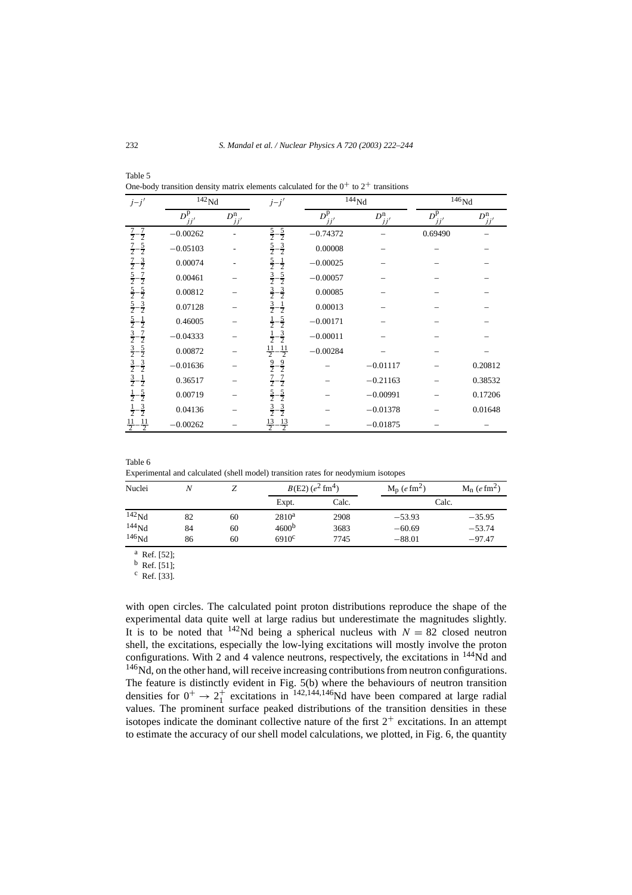Table 5
One-body transition density matrix elements calculated for the $0^+$ to $2^+$ transitions

| $j$–$j'$ | $^{142}$Nd | | $j$–$j'$ | $^{144}$Nd | | $^{146}$Nd | |
|---|---|---|---|---|---|---|---|
| | $D^{\mathrm{p}}_{jj'}$ | $D^{\mathrm{n}}_{jj'}$ | | $D^{\mathrm{p}}_{jj'}$ | $D^{\mathrm{n}}_{jj'}$ | $D^{\mathrm{p}}_{jj'}$ | $D^{\mathrm{n}}_{jj'}$ |
| $\frac{7}{2}$–$\frac{7}{2}$ | −0.00262 | - | $\frac{5}{2}$–$\frac{5}{2}$ | −0.74372 | – | 0.69490 | – |
| $\frac{7}{2}$–$\frac{5}{2}$ | −0.05103 | - | $\frac{5}{2}$–$\frac{3}{2}$ | 0.00008 | – | – | – |
| $\frac{7}{2}$–$\frac{3}{2}$ | 0.00074 | - | $\frac{5}{2}$–$\frac{1}{2}$ | −0.00025 | – | – | – |
| $\frac{5}{2}$–$\frac{7}{2}$ | 0.00461 | – | $\frac{3}{2}$–$\frac{5}{2}$ | −0.00057 | – | – | – |
| $\frac{5}{2}$–$\frac{5}{2}$ | 0.00812 | – | $\frac{3}{2}$–$\frac{3}{2}$ | 0.00085 | – | – | – |
| $\frac{5}{2}$–$\frac{3}{2}$ | 0.07128 | – | $\frac{3}{2}$–$\frac{1}{2}$ | 0.00013 | – | – | – |
| $\frac{5}{2}$–$\frac{1}{2}$ | 0.46005 | – | $\frac{1}{2}$–$\frac{5}{2}$ | −0.00171 | – | – | – |
| $\frac{3}{2}$–$\frac{7}{2}$ | −0.04333 | – | $\frac{1}{2}$–$\frac{3}{2}$ | −0.00011 | – | – | – |
| $\frac{3}{2}$–$\frac{5}{2}$ | 0.00872 | – | $\frac{11}{2}$–$\frac{11}{2}$ | −0.00284 | – | – | – |
| $\frac{3}{2}$–$\frac{3}{2}$ | −0.01636 | – | $\frac{9}{2}$–$\frac{9}{2}$ | – | −0.01117 | – | 0.20812 |
| $\frac{3}{2}$–$\frac{1}{2}$ | 0.36517 | – | $\frac{7}{2}$–$\frac{7}{2}$ | – | −0.21163 | – | 0.38532 |
| $\frac{1}{2}$–$\frac{5}{2}$ | 0.00719 | – | $\frac{5}{2}$–$\frac{5}{2}$ | – | −0.00991 | – | 0.17206 |
| $\frac{1}{2}$–$\frac{3}{2}$ | 0.04136 | – | $\frac{3}{2}$–$\frac{3}{2}$ | – | −0.01378 | – | 0.01648 |
| $\frac{11}{2}$–$\frac{11}{2}$ | −0.00262 | – | $\frac{13}{2}$–$\frac{13}{2}$ | – | −0.01875 | – | – |

Table 6
Experimental and calculated (shell model) transition rates for neodymium isotopes

| Nuclei | $N$ | $Z$ | $B$(E2) ($e^2\,\mathrm{fm}^4$) | | $\mathrm{M_p}$ ($e\,\mathrm{fm}^2$) | $\mathrm{M_n}$ ($e\,\mathrm{fm}^2$) |
|---|---|---|---|---|---|---|
| | | | Expt. | Calc. | Calc. | |
| $^{142}$Nd | 82 | 60 | 2810[a] | 2908 | −53.93 | −35.95 |
| $^{144}$Nd | 84 | 60 | 4600[b] | 3683 | −60.69 | −53.74 |
| $^{146}$Nd | 86 | 60 | 6910[c] | 7745 | −88.01 | −97.47 |

[a] Ref. [52];
[b] Ref. [51];
[c] Ref. [33].

with open circles. The calculated point proton distributions reproduce the shape of the experimental data quite well at large radius but underestimate the magnitudes slightly. It is to be noted that $^{142}$Nd being a spherical nucleus with $N = 82$ closed neutron shell, the excitations, especially the low-lying excitations will mostly involve the proton configurations. With 2 and 4 valence neutrons, respectively, the excitations in $^{144}$Nd and $^{146}$Nd, on the other hand, will receive increasing contributions from neutron configurations. The feature is distinctly evident in Fig. 5(b) where the behaviours of neutron transition densities for $0^+ \to 2^+_1$ excitations in $^{142,144,146}$Nd have been compared at large radial values. The prominent surface peaked distributions of the transition densities in these isotopes indicate the dominant collective nature of the first $2^+$ excitations. In an attempt to estimate the accuracy of our shell model calculations, we plotted, in Fig. 6, the quantity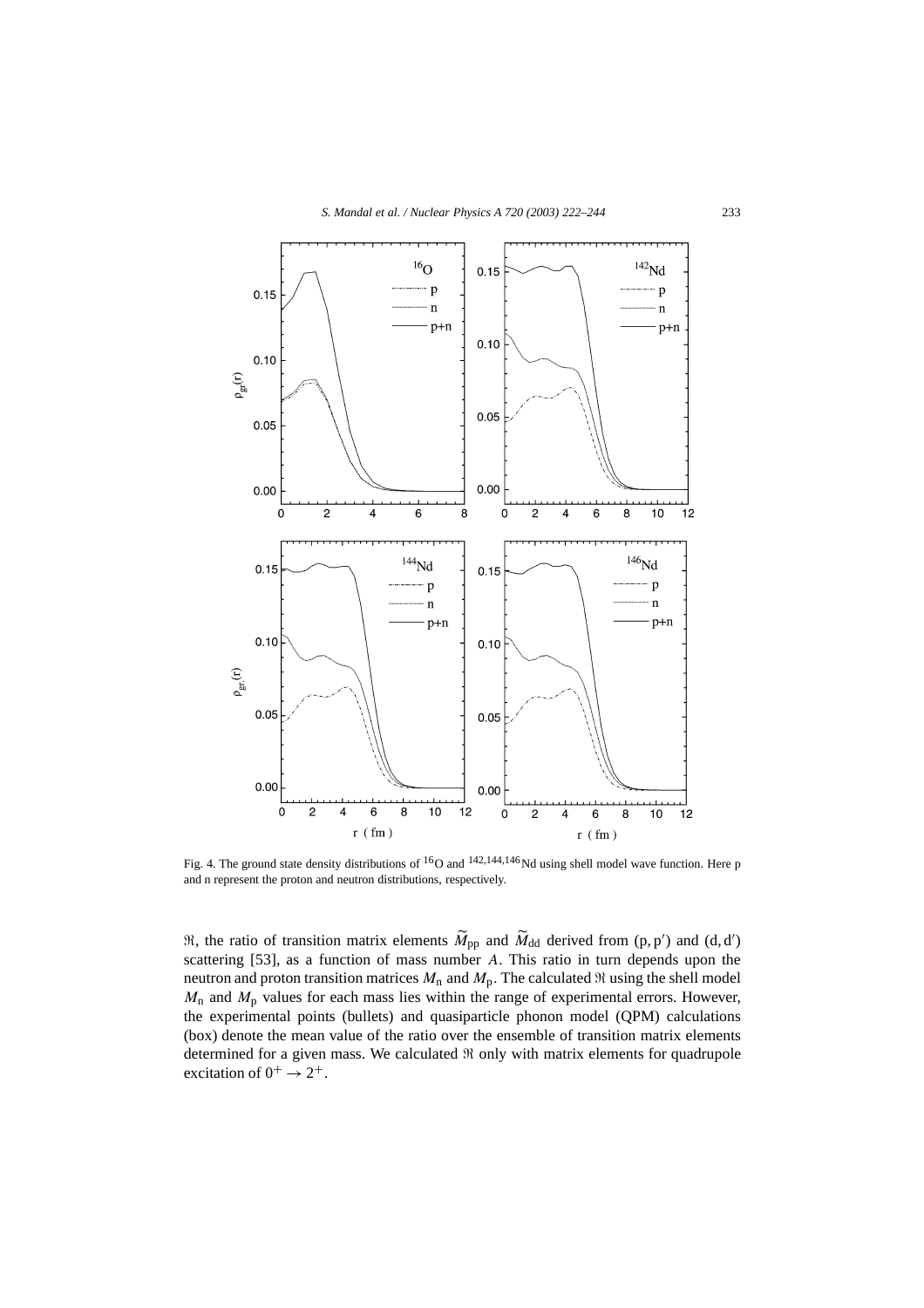$^{16}$O

p

n

p+n

0.15

0.10

0.05

0.00

$\rho_{gr}(r)$

0 2 4 6 8

$^{142}$Nd

p

n

p+n

0.15

0.10

0.05

0.00

0 2 4 6 8 10 12

$^{144}$Nd

p

n

p+n

0.15

0.10

0.05

0.00

$\rho_{gr}(r)$

0 2 4 6 8 10 12

r ( fm )

$^{146}$Nd

p

n

p+n

0.15

0.10

0.05

0.00

0 2 4 6 8 10 12

r ( fm )

Fig. 4. The ground state density distributions of $^{16}$O and $^{142,144,146}$Nd using shell model wave function. Here p and n represent the proton and neutron distributions, respectively.

$\Re$, the ratio of transition matrix elements $\widetilde{M}_{\mathrm{pp}}$ and $\widetilde{M}_{\mathrm{dd}}$ derived from (p, p′) and (d, d′) scattering [53], as a function of mass number $A$. This ratio in turn depends upon the neutron and proton transition matrices $M_{\mathrm{n}}$ and $M_{\mathrm{p}}$. The calculated $\Re$ using the shell model $M_{\mathrm{n}}$ and $M_{\mathrm{p}}$ values for each mass lies within the range of experimental errors. However, the experimental points (bullets) and quasiparticle phonon model (QPM) calculations (box) denote the mean value of the ratio over the ensemble of transition matrix elements determined for a given mass. We calculated $\Re$ only with matrix elements for quadrupole excitation of $0^+ \to 2^+$.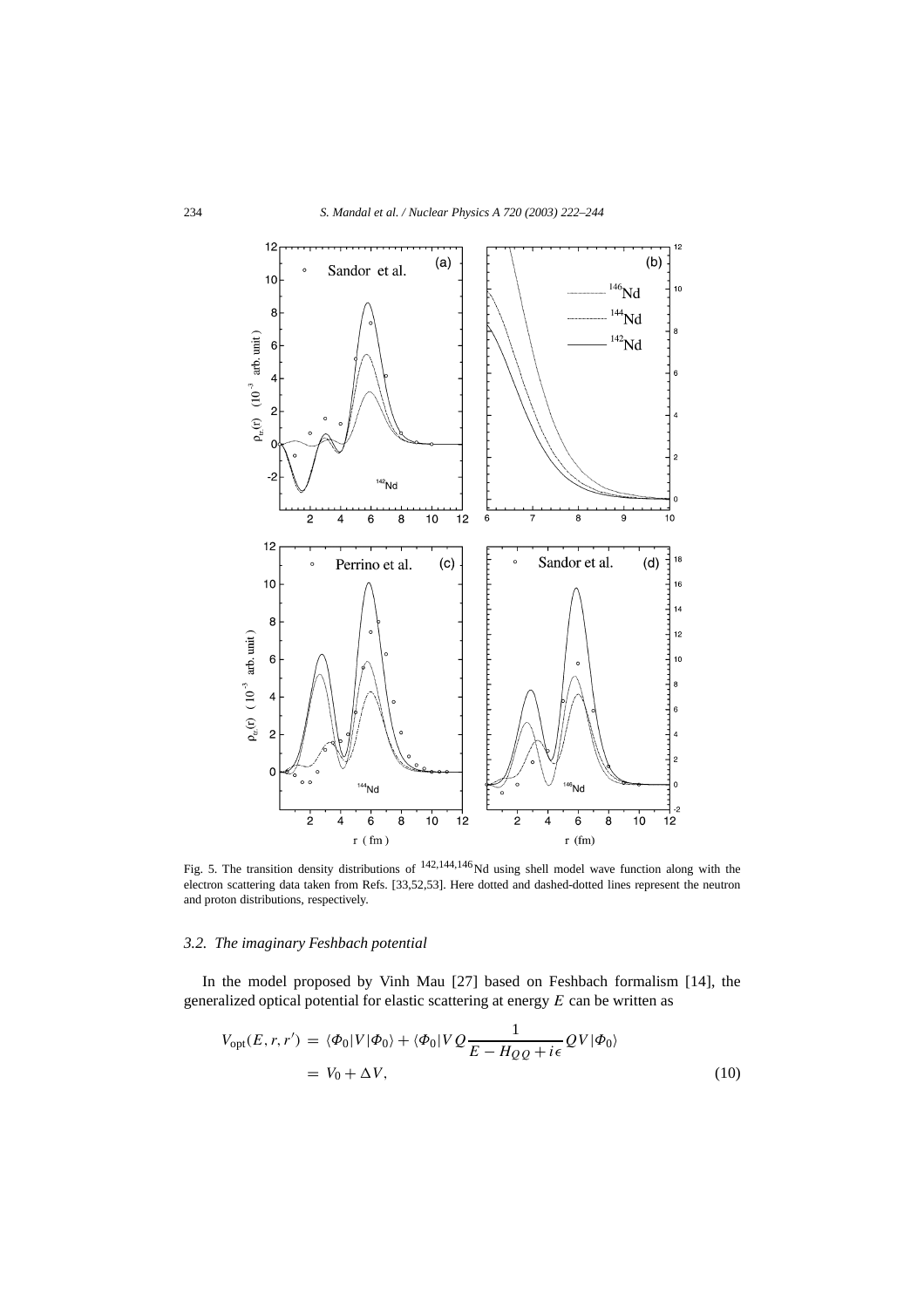(a)

Sandor et al.

$\rho_{tr}(r)$ $(10^{-3}$ arb. unit )

$^{142}$Nd

(b)

$^{146}$Nd

$^{144}$Nd

$^{142}$Nd

(c)

Perrino et al.

$\rho_{tr}(r)$ $(10^{-3}$ arb. unit )

$^{144}$Nd

r ( fm )

(d)

Sandor et al.

$^{146}$Nd

r (fm)

Fig. 5. The transition density distributions of $^{142,144,146}$Nd using shell model wave function along with the electron scattering data taken from Refs. [33,52,53]. Here dotted and dashed-dotted lines represent the neutron and proton distributions, respectively.

### 3.2. The imaginary Feshbach potential

In the model proposed by Vinh Mau [27] based on Feshbach formalism [14], the generalized optical potential for elastic scattering at energy $E$ can be written as

$$V_{\text{opt}}(E, r, r') = \langle \Phi_0 | V | \Phi_0 \rangle + \langle \Phi_0 | V Q \frac{1}{E - H_{QQ} + i\epsilon} Q V | \Phi_0 \rangle$$
$$= V_0 + \Delta V, \tag{10}$$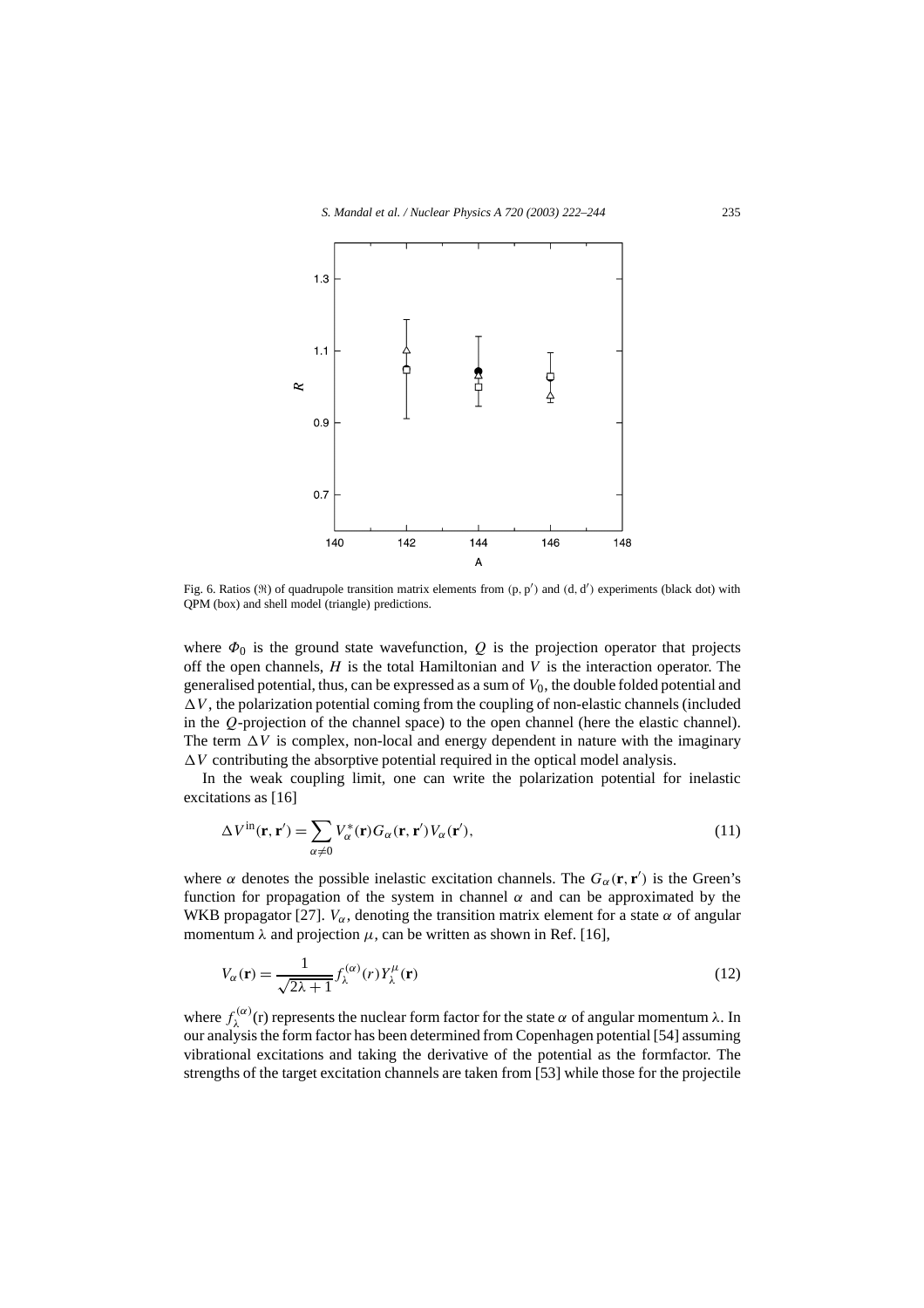1.3

1.1

$R$

0.9

0.7

140

142

144

146

148

A

Fig. 6. Ratios ($\Re$) of quadrupole transition matrix elements from $(p, p')$ and $(d, d')$ experiments (black dot) with QPM (box) and shell model (triangle) predictions.

where $\Phi_0$ is the ground state wavefunction, $Q$ is the projection operator that projects off the open channels, $H$ is the total Hamiltonian and $V$ is the interaction operator. The generalised potential, thus, can be expressed as a sum of $V_0$, the double folded potential and $\Delta V$, the polarization potential coming from the coupling of non-elastic channels (included in the $Q$-projection of the channel space) to the open channel (here the elastic channel). The term $\Delta V$ is complex, non-local and energy dependent in nature with the imaginary $\Delta V$ contributing the absorptive potential required in the optical model analysis.

In the weak coupling limit, one can write the polarization potential for inelastic excitations as [16]

$$\Delta V^{\text{in}}(\mathbf{r}, \mathbf{r}') = \sum_{\alpha \neq 0} V_\alpha^*(\mathbf{r}) G_\alpha(\mathbf{r}, \mathbf{r}') V_\alpha(\mathbf{r}'), \tag{11}$$

where $\alpha$ denotes the possible inelastic excitation channels. The $G_\alpha(\mathbf{r}, \mathbf{r}')$ is the Green's function for propagation of the system in channel $\alpha$ and can be approximated by the WKB propagator [27]. $V_\alpha$, denoting the transition matrix element for a state $\alpha$ of angular momentum $\lambda$ and projection $\mu$, can be written as shown in Ref. [16],

$$V_\alpha(\mathbf{r}) = \frac{1}{\sqrt{2\lambda + 1}} f_\lambda^{(\alpha)}(r) Y_\lambda^\mu(\mathbf{r}) \tag{12}$$

where $f_\lambda^{(\alpha)}$(r) represents the nuclear form factor for the state $\alpha$ of angular momentum $\lambda$. In our analysis the form factor has been determined from Copenhagen potential [54] assuming vibrational excitations and taking the derivative of the potential as the formfactor. The strengths of the target excitation channels are taken from [53] while those for the projectile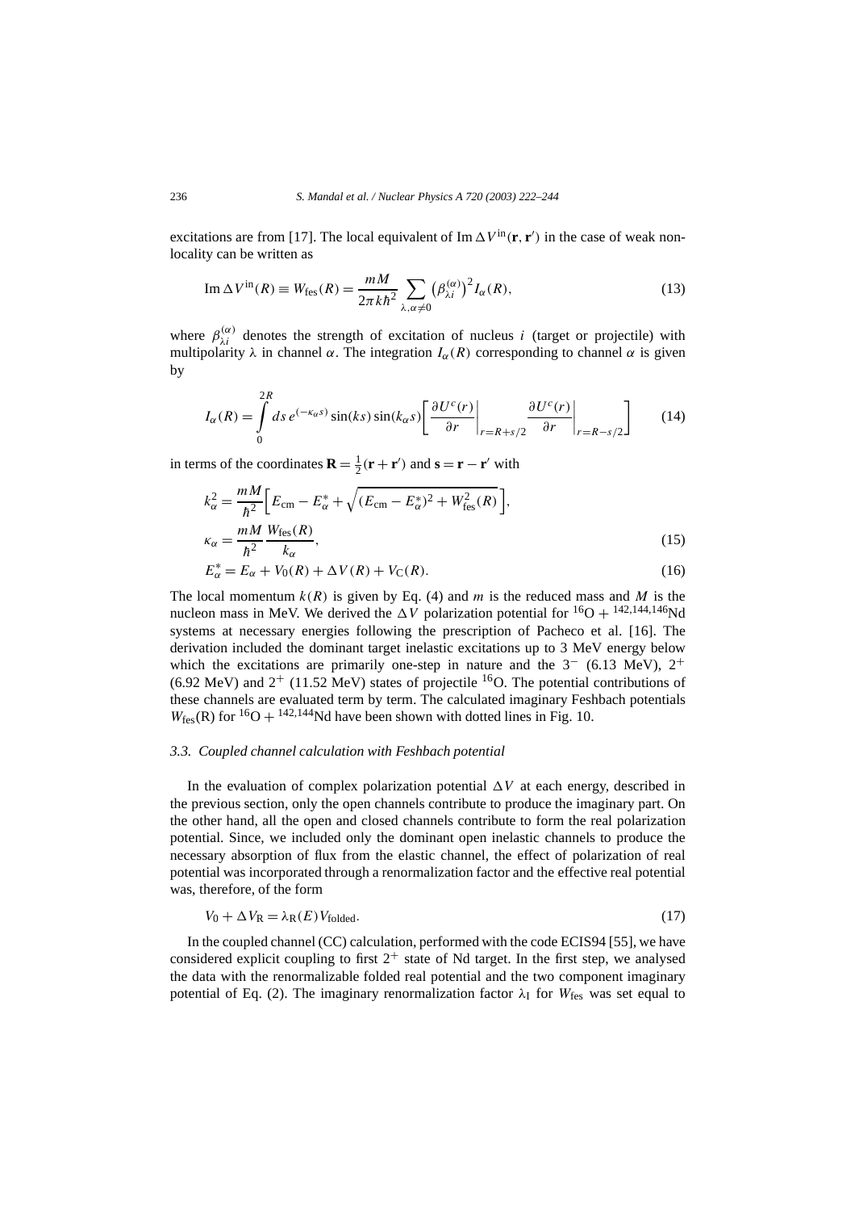excitations are from [17]. The local equivalent of $\mathrm{Im}\,\Delta V^{\mathrm{in}}(\mathbf{r},\mathbf{r}')$ in the case of weak non-locality can be written as

$$\mathrm{Im}\,\Delta V^{\mathrm{in}}(R) \equiv W_{\mathrm{fes}}(R) = \frac{mM}{2\pi k\hbar^2} \sum_{\lambda,\alpha\neq 0} \left(\beta_{\lambda i}^{(\alpha)}\right)^2 I_\alpha(R), \tag{13}$$

where $\beta_{\lambda i}^{(\alpha)}$ denotes the strength of excitation of nucleus $i$ (target or projectile) with multipolarity $\lambda$ in channel $\alpha$. The integration $I_\alpha(R)$ corresponding to channel $\alpha$ is given by

$$I_\alpha(R) = \int_0^{2R} ds\, e^{(-\kappa_\alpha s)} \sin(ks)\sin(k_\alpha s)\left[\left.\frac{\partial U^c(r)}{\partial r}\right|_{r=R+s/2} \left.\frac{\partial U^c(r)}{\partial r}\right|_{r=R-s/2}\right] \tag{14}$$

in terms of the coordinates $\mathbf{R} = \frac{1}{2}(\mathbf{r}+\mathbf{r}')$ and $\mathbf{s} = \mathbf{r}-\mathbf{r}'$ with

$$k_\alpha^2 = \frac{mM}{\hbar^2}\Big[E_{\mathrm{cm}} - E_\alpha^* + \sqrt{(E_{\mathrm{cm}} - E_\alpha^*)^2 + W_{\mathrm{fes}}^2(R)}\,\Big],$$

$$\kappa_\alpha = \frac{mM}{\hbar^2}\frac{W_{\mathrm{fes}}(R)}{k_\alpha}, \tag{15}$$

$$E_\alpha^* = E_\alpha + V_0(R) + \Delta V(R) + V_{\mathrm{C}}(R). \tag{16}$$

The local momentum $k(R)$ is given by Eq. (4) and $m$ is the reduced mass and $M$ is the nucleon mass in MeV. We derived the $\Delta V$ polarization potential for $^{16}\mathrm{O} + {}^{142,144,146}\mathrm{Nd}$ systems at necessary energies following the prescription of Pacheco et al. [16]. The derivation included the dominant target inelastic excitations up to 3 MeV energy below which the excitations are primarily one-step in nature and the $3^-$ (6.13 MeV), $2^+$ (6.92 MeV) and $2^+$ (11.52 MeV) states of projectile $^{16}\mathrm{O}$. The potential contributions of these channels are evaluated term by term. The calculated imaginary Feshbach potentials $W_{\mathrm{fes}}$(R) for $^{16}\mathrm{O} + {}^{142,144}\mathrm{Nd}$ have been shown with dotted lines in Fig. 10.

### 3.3. Coupled channel calculation with Feshbach potential

In the evaluation of complex polarization potential $\Delta V$ at each energy, described in the previous section, only the open channels contribute to produce the imaginary part. On the other hand, all the open and closed channels contribute to form the real polarization potential. Since, we included only the dominant open inelastic channels to produce the necessary absorption of flux from the elastic channel, the effect of polarization of real potential was incorporated through a renormalization factor and the effective real potential was, therefore, of the form

$$V_0 + \Delta V_{\mathrm{R}} = \lambda_{\mathrm{R}}(E) V_{\mathrm{folded}}. \tag{17}$$

In the coupled channel (CC) calculation, performed with the code ECIS94 [55], we have considered explicit coupling to first $2^+$ state of Nd target. In the first step, we analysed the data with the renormalizable folded real potential and the two component imaginary potential of Eq. (2). The imaginary renormalization factor $\lambda_{\mathrm{I}}$ for $W_{\mathrm{fes}}$ was set equal to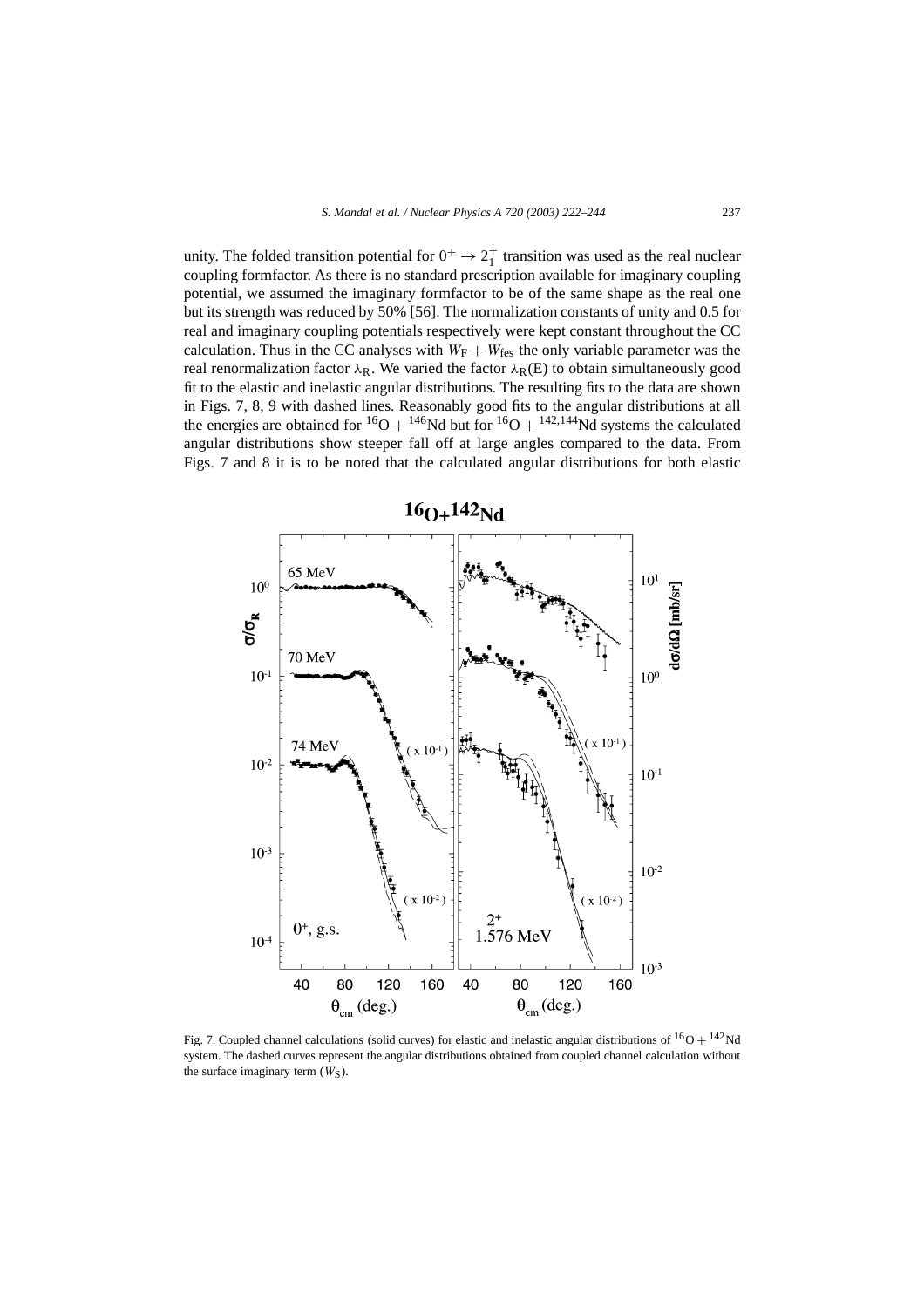unity. The folded transition potential for $0^+ \rightarrow 2_1^+$ transition was used as the real nuclear coupling formfactor. As there is no standard prescription available for imaginary coupling potential, we assumed the imaginary formfactor to be of the same shape as the real one but its strength was reduced by 50% [56]. The normalization constants of unity and 0.5 for real and imaginary coupling potentials respectively were kept constant throughout the CC calculation. Thus in the CC analyses with $W_F + W_{fes}$ the only variable parameter was the real renormalization factor $\lambda_R$. We varied the factor $\lambda_R(E)$ to obtain simultaneously good fit to the elastic and inelastic angular distributions. The resulting fits to the data are shown in Figs. 7, 8, 9 with dashed lines. Reasonably good fits to the angular distributions at all the energies are obtained for $^{16}O + {}^{146}Nd$ but for $^{16}O + {}^{142,144}Nd$ systems the calculated angular distributions show steeper fall off at large angles compared to the data. From Figs. 7 and 8 it is to be noted that the calculated angular distributions for both elastic

$^{16}O + {}^{142}Nd$

65 MeV

70 MeV

74 MeV

( x 10$^{-1}$ )

( x 10$^{-2}$ )

$0^+$, g.s.

$2^+$
1.576 MeV

$\sigma/\sigma_R$

$d\sigma/d\Omega$ [mb/sr]

$\theta_{cm}$ (deg.)

Fig. 7. Coupled channel calculations (solid curves) for elastic and inelastic angular distributions of $^{16}O + {}^{142}Nd$ system. The dashed curves represent the angular distributions obtained from coupled channel calculation without the surface imaginary term ($W_S$).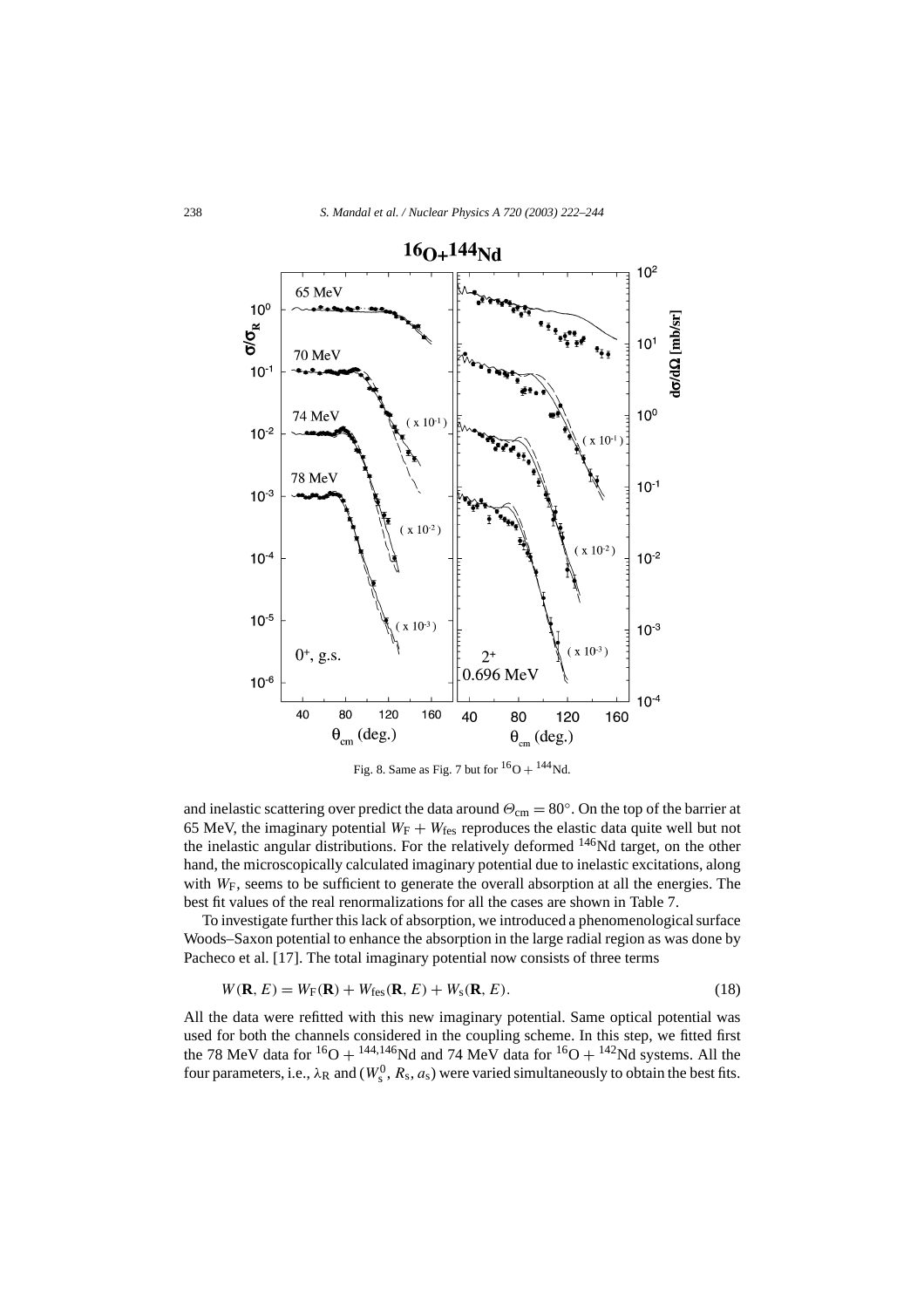$^{16}O+^{144}Nd$

65 MeV

70 MeV

74 MeV

78 MeV

( x 10$^{-1}$)

( x 10$^{-2}$)

( x 10$^{-3}$)

0$^+$, g.s.

2$^+$

0.696 MeV

$\sigma/\sigma_R$

$d\sigma/d\Omega$ [mb/sr]

$\theta_{cm}$ (deg.)

Fig. 8. Same as Fig. 7 but for $^{16}O + ^{144}Nd$.

and inelastic scattering over predict the data around $\Theta_{cm} = 80°$. On the top of the barrier at 65 MeV, the imaginary potential $W_F + W_{fes}$ reproduces the elastic data quite well but not the inelastic angular distributions. For the relatively deformed $^{146}Nd$ target, on the other hand, the microscopically calculated imaginary potential due to inelastic excitations, along with $W_F$, seems to be sufficient to generate the overall absorption at all the energies. The best fit values of the real renormalizations for all the cases are shown in Table 7.

To investigate further this lack of absorption, we introduced a phenomenological surface Woods–Saxon potential to enhance the absorption in the large radial region as was done by Pacheco et al. [17]. The total imaginary potential now consists of three terms

$$W(\mathbf{R}, E) = W_F(\mathbf{R}) + W_{fes}(\mathbf{R}, E) + W_s(\mathbf{R}, E). \tag{18}$$

All the data were refitted with this new imaginary potential. Same optical potential was used for both the channels considered in the coupling scheme. In this step, we fitted first the 78 MeV data for $^{16}O + ^{144,146}Nd$ and 74 MeV data for $^{16}O + ^{142}Nd$ systems. All the four parameters, i.e., $\lambda_R$ and ($W_s^0$, $R_s$, $a_s$) were varied simultaneously to obtain the best fits.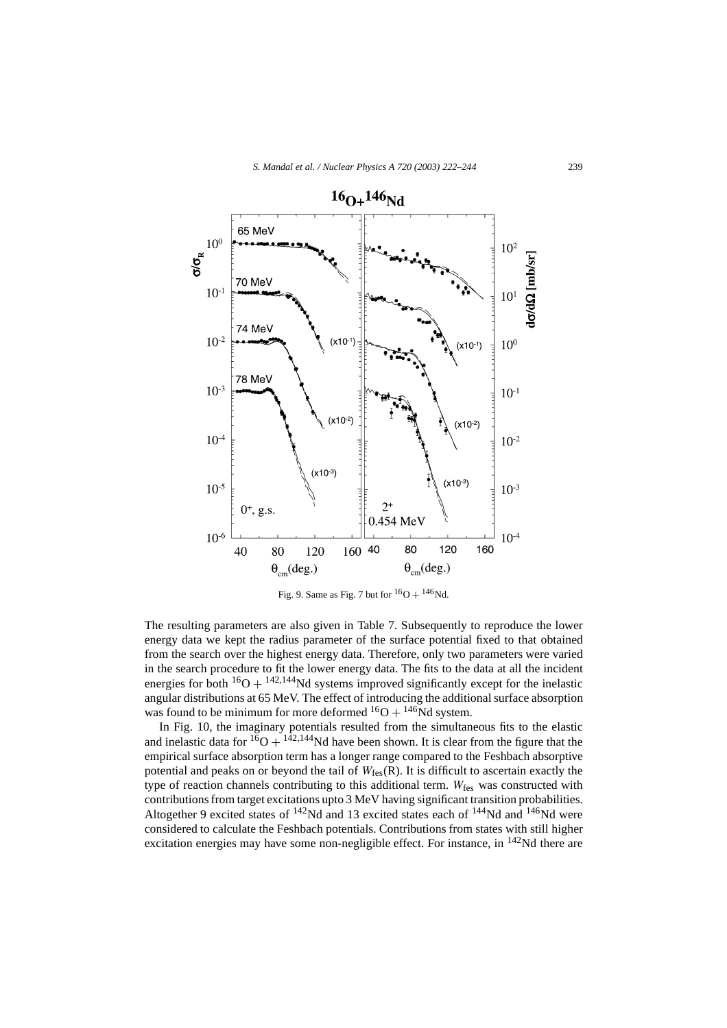$^{16}O+^{146}Nd$

65 MeV

70 MeV

74 MeV

78 MeV

(x10-1)

(x10-2)

(x10-3)

$0^+$, g.s.

$2^+$

0.454 MeV

$\sigma/\sigma_R$

$d\sigma/d\Omega$ [mb/sr]

$10^0$ $10^{-1}$ $10^{-2}$ $10^{-3}$ $10^{-4}$ $10^{-5}$ $10^{-6}$

$10^2$ $10^1$ $10^0$ $10^{-1}$ $10^{-2}$ $10^{-3}$ $10^{-4}$

40 80 120 160

$\theta_{cm}$(deg.)

Fig. 9. Same as Fig. 7 but for $^{16}O + ^{146}Nd$.

The resulting parameters are also given in Table 7. Subsequently to reproduce the lower energy data we kept the radius parameter of the surface potential fixed to that obtained from the search over the highest energy data. Therefore, only two parameters were varied in the search procedure to fit the lower energy data. The fits to the data at all the incident energies for both $^{16}O + ^{142,144}Nd$ systems improved significantly except for the inelastic angular distributions at 65 MeV. The effect of introducing the additional surface absorption was found to be minimum for more deformed $^{16}O + ^{146}Nd$ system.

In Fig. 10, the imaginary potentials resulted from the simultaneous fits to the elastic and inelastic data for $^{16}O + ^{142,144}Nd$ have been shown. It is clear from the figure that the empirical surface absorption term has a longer range compared to the Feshbach absorptive potential and peaks on or beyond the tail of $W_{fes}(R)$. It is difficult to ascertain exactly the type of reaction channels contributing to this additional term. $W_{fes}$ was constructed with contributions from target excitations upto 3 MeV having significant transition probabilities. Altogether 9 excited states of $^{142}Nd$ and 13 excited states each of $^{144}Nd$ and $^{146}Nd$ were considered to calculate the Feshbach potentials. Contributions from states with still higher excitation energies may have some non-negligible effect. For instance, in $^{142}Nd$ there are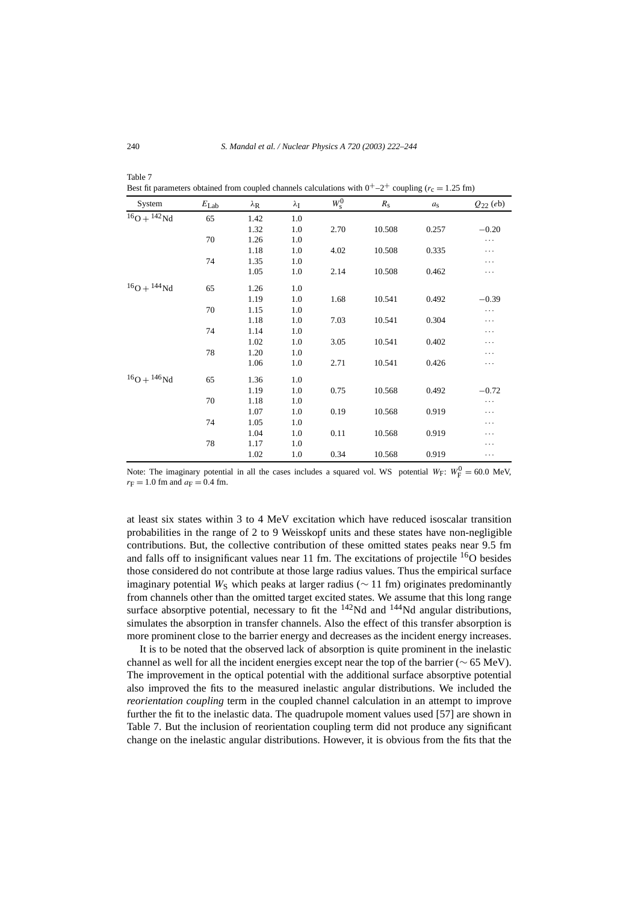Table 7

Best fit parameters obtained from coupled channels calculations with $0^+$–$2^+$ coupling ($r_c = 1.25$ fm)

| System | $E_{\text{Lab}}$ | $\lambda_R$ | $\lambda_I$ | $W_S^0$ | $R_S$ | $a_S$ | $Q_{22}$ ($e$b) |
|---|---|---|---|---|---|---|---|
| $^{16}O + ^{142}Nd$ | 65 | 1.42 | 1.0 | | | | |
| | | 1.32 | 1.0 | 2.70 | 10.508 | 0.257 | $-0.20$ |
| | 70 | 1.26 | 1.0 | | | | ... |
| | | 1.18 | 1.0 | 4.02 | 10.508 | 0.335 | ... |
| | 74 | 1.35 | 1.0 | | | | ... |
| | | 1.05 | 1.0 | 2.14 | 10.508 | 0.462 | ... |
| $^{16}O + ^{144}Nd$ | 65 | 1.26 | 1.0 | | | | |
| | | 1.19 | 1.0 | 1.68 | 10.541 | 0.492 | $-0.39$ |
| | 70 | 1.15 | 1.0 | | | | ... |
| | | 1.18 | 1.0 | 7.03 | 10.541 | 0.304 | ... |
| | 74 | 1.14 | 1.0 | | | | ... |
| | | 1.02 | 1.0 | 3.05 | 10.541 | 0.402 | ... |
| | 78 | 1.20 | 1.0 | | | | ... |
| | | 1.06 | 1.0 | 2.71 | 10.541 | 0.426 | ... |
| $^{16}O + ^{146}Nd$ | 65 | 1.36 | 1.0 | | | | |
| | | 1.19 | 1.0 | 0.75 | 10.568 | 0.492 | $-0.72$ |
| | 70 | 1.18 | 1.0 | | | | ... |
| | | 1.07 | 1.0 | 0.19 | 10.568 | 0.919 | ... |
| | 74 | 1.05 | 1.0 | | | | ... |
| | | 1.04 | 1.0 | 0.11 | 10.568 | 0.919 | ... |
| | 78 | 1.17 | 1.0 | | | | ... |
| | | 1.02 | 1.0 | 0.34 | 10.568 | 0.919 | ... |

Note: The imaginary potential in all the cases includes a squared vol. WS potential $W_F$: $W_F^0 = 60.0$ MeV, $r_F = 1.0$ fm and $a_F = 0.4$ fm.

at least six states within 3 to 4 MeV excitation which have reduced isoscalar transition probabilities in the range of 2 to 9 Weisskopf units and these states have non-negligible contributions. But, the collective contribution of these omitted states peaks near 9.5 fm and falls off to insignificant values near 11 fm. The excitations of projectile $^{16}O$ besides those considered do not contribute at those large radius values. Thus the empirical surface imaginary potential $W_S$ which peaks at larger radius ($\sim 11$ fm) originates predominantly from channels other than the omitted target excited states. We assume that this long range surface absorptive potential, necessary to fit the $^{142}Nd$ and $^{144}Nd$ angular distributions, simulates the absorption in transfer channels. Also the effect of this transfer absorption is more prominent close to the barrier energy and decreases as the incident energy increases.

It is to be noted that the observed lack of absorption is quite prominent in the inelastic channel as well for all the incident energies except near the top of the barrier ($\sim 65$ MeV). The improvement in the optical potential with the additional surface absorptive potential also improved the fits to the measured inelastic angular distributions. We included the *reorientation coupling* term in the coupled channel calculation in an attempt to improve further the fit to the inelastic data. The quadrupole moment values used [57] are shown in Table 7. But the inclusion of reorientation coupling term did not produce any significant change on the inelastic angular distributions. However, it is obvious from the fits that the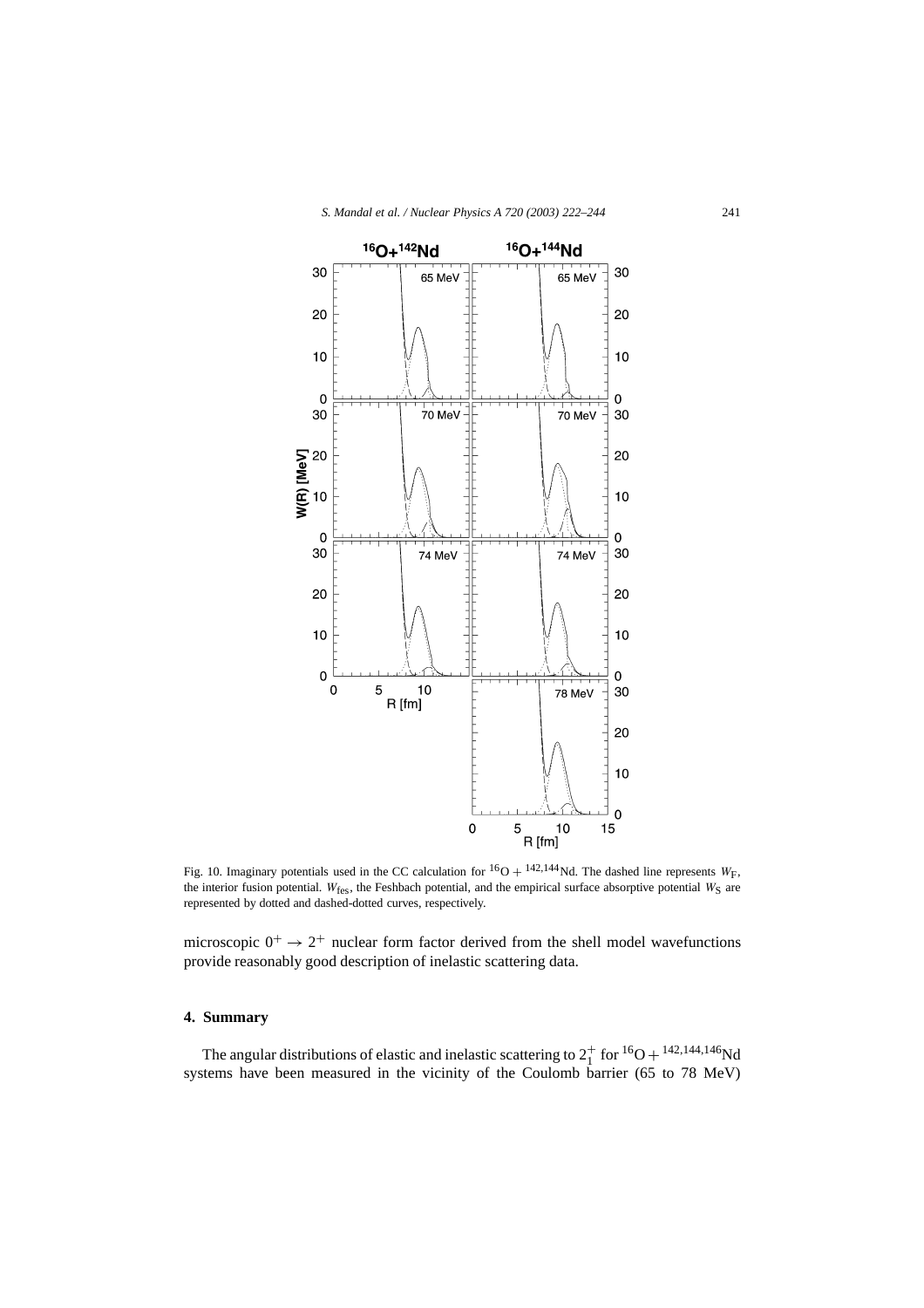$^{16}$O+$^{142}$Nd

$^{16}$O+$^{144}$Nd

65 MeV

70 MeV

74 MeV

78 MeV

W(R) [MeV]

R [fm]

0 5 10

0 5 10 15

0 10 20 30

Fig. 10. Imaginary potentials used in the CC calculation for $^{16}O + ^{142,144}Nd$. The dashed line represents $W_F$, the interior fusion potential. $W_{fes}$, the Feshbach potential, and the empirical surface absorptive potential $W_S$ are represented by dotted and dashed-dotted curves, respectively.

microscopic $0^+ \rightarrow 2^+$ nuclear form factor derived from the shell model wavefunctions provide reasonably good description of inelastic scattering data.

## 4. Summary

The angular distributions of elastic and inelastic scattering to $2_1^+$ for $^{16}O + ^{142,144,146}Nd$ systems have been measured in the vicinity of the Coulomb barrier (65 to 78 MeV)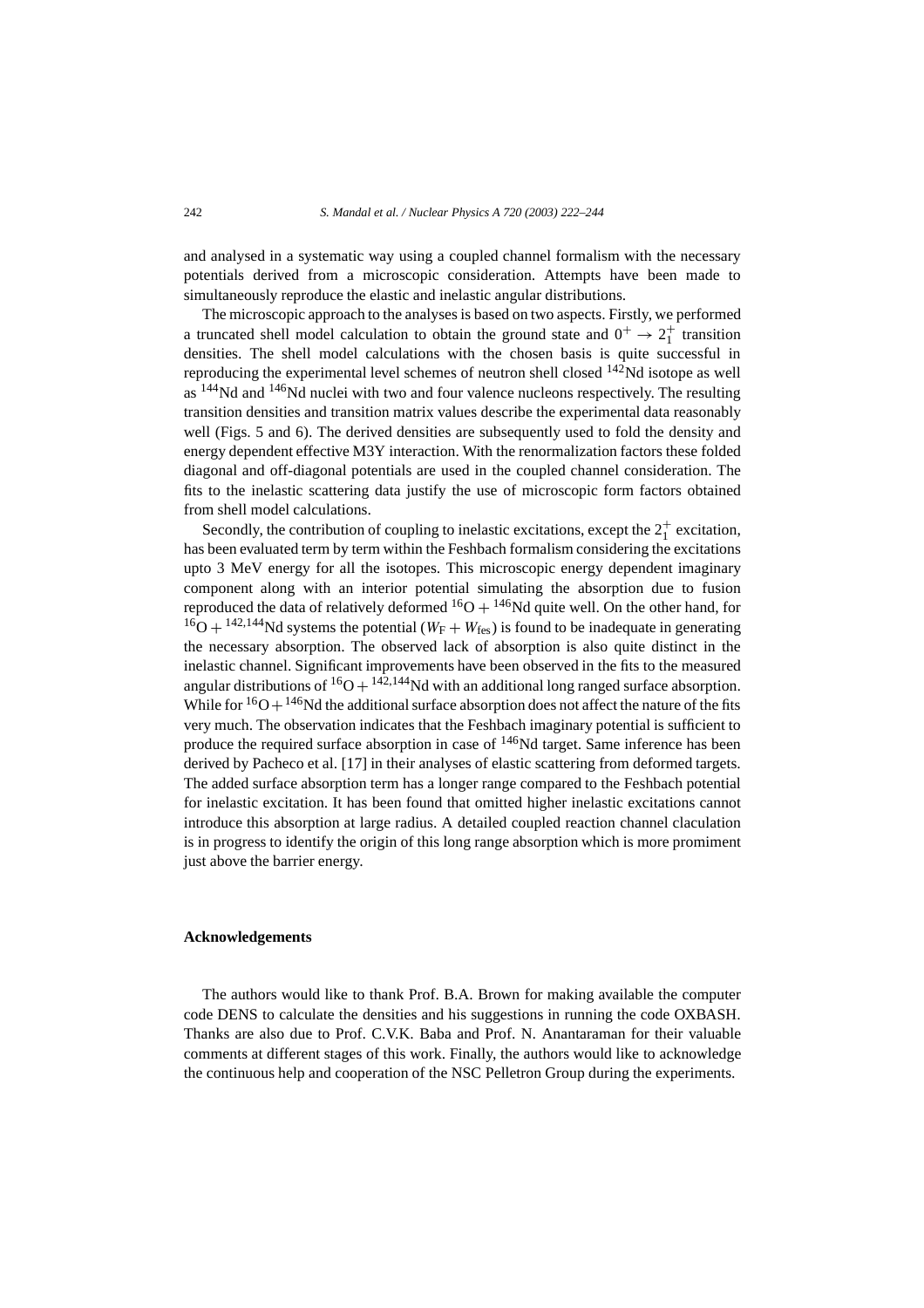and analysed in a systematic way using a coupled channel formalism with the necessary potentials derived from a microscopic consideration. Attempts have been made to simultaneously reproduce the elastic and inelastic angular distributions.

The microscopic approach to the analyses is based on two aspects. Firstly, we performed a truncated shell model calculation to obtain the ground state and $0^+ \rightarrow 2_1^+$ transition densities. The shell model calculations with the chosen basis is quite successful in reproducing the experimental level schemes of neutron shell closed $^{142}$Nd isotope as well as $^{144}$Nd and $^{146}$Nd nuclei with two and four valence nucleons respectively. The resulting transition densities and transition matrix values describe the experimental data reasonably well (Figs. 5 and 6). The derived densities are subsequently used to fold the density and energy dependent effective M3Y interaction. With the renormalization factors these folded diagonal and off-diagonal potentials are used in the coupled channel consideration. The fits to the inelastic scattering data justify the use of microscopic form factors obtained from shell model calculations.

Secondly, the contribution of coupling to inelastic excitations, except the $2_1^+$ excitation, has been evaluated term by term within the Feshbach formalism considering the excitations upto 3 MeV energy for all the isotopes. This microscopic energy dependent imaginary component along with an interior potential simulating the absorption due to fusion reproduced the data of relatively deformed $^{16}$O + $^{146}$Nd quite well. On the other hand, for $^{16}$O + $^{142,144}$Nd systems the potential ($W_{\mathrm{F}} + W_{\mathrm{fes}}$) is found to be inadequate in generating the necessary absorption. The observed lack of absorption is also quite distinct in the inelastic channel. Significant improvements have been observed in the fits to the measured angular distributions of $^{16}$O + $^{142,144}$Nd with an additional long ranged surface absorption. While for $^{16}$O + $^{146}$Nd the additional surface absorption does not affect the nature of the fits very much. The observation indicates that the Feshbach imaginary potential is sufficient to produce the required surface absorption in case of $^{146}$Nd target. Same inference has been derived by Pacheco et al. [17] in their analyses of elastic scattering from deformed targets. The added surface absorption term has a longer range compared to the Feshbach potential for inelastic excitation. It has been found that omitted higher inelastic excitations cannot introduce this absorption at large radius. A detailed coupled reaction channel claculation is in progress to identify the origin of this long range absorption which is more promiment just above the barrier energy.

## Acknowledgements

The authors would like to thank Prof. B.A. Brown for making available the computer code DENS to calculate the densities and his suggestions in running the code OXBASH. Thanks are also due to Prof. C.V.K. Baba and Prof. N. Anantaraman for their valuable comments at different stages of this work. Finally, the authors would like to acknowledge the continuous help and cooperation of the NSC Pelletron Group during the experiments.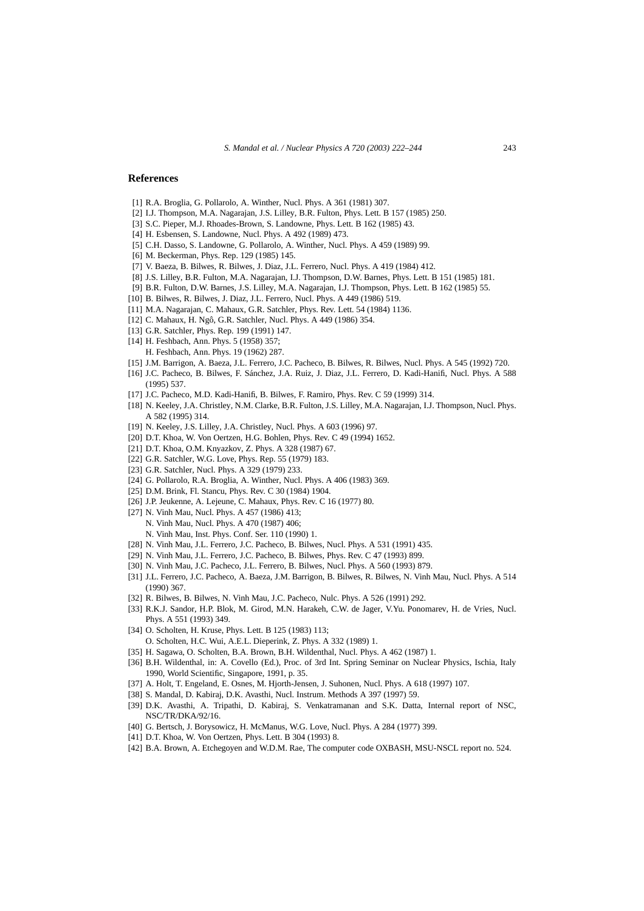## References

[1] R.A. Broglia, G. Pollarolo, A. Winther, Nucl. Phys. A 361 (1981) 307.
[2] I.J. Thompson, M.A. Nagarajan, J.S. Lilley, B.R. Fulton, Phys. Lett. B 157 (1985) 250.
[3] S.C. Pieper, M.J. Rhoades-Brown, S. Landowne, Phys. Lett. B 162 (1985) 43.
[4] H. Esbensen, S. Landowne, Nucl. Phys. A 492 (1989) 473.
[5] C.H. Dasso, S. Landowne, G. Pollarolo, A. Winther, Nucl. Phys. A 459 (1989) 99.
[6] M. Beckerman, Phys. Rep. 129 (1985) 145.
[7] V. Baeza, B. Bilwes, R. Bilwes, J. Diaz, J.L. Ferrero, Nucl. Phys. A 419 (1984) 412.
[8] J.S. Lilley, B.R. Fulton, M.A. Nagarajan, I.J. Thompson, D.W. Barnes, Phys. Lett. B 151 (1985) 181.
[9] B.R. Fulton, D.W. Barnes, J.S. Lilley, M.A. Nagarajan, I.J. Thompson, Phys. Lett. B 162 (1985) 55.
[10] B. Bilwes, R. Bilwes, J. Diaz, J.L. Ferrero, Nucl. Phys. A 449 (1986) 519.
[11] M.A. Nagarajan, C. Mahaux, G.R. Satchler, Phys. Rev. Lett. 54 (1984) 1136.
[12] C. Mahaux, H. Ngô, G.R. Satchler, Nucl. Phys. A 449 (1986) 354.
[13] G.R. Satchler, Phys. Rep. 199 (1991) 147.
[14] H. Feshbach, Ann. Phys. 5 (1958) 357;
H. Feshbach, Ann. Phys. 19 (1962) 287.
[15] J.M. Barrigon, A. Baeza, J.L. Ferrero, J.C. Pacheco, B. Bilwes, R. Bilwes, Nucl. Phys. A 545 (1992) 720.
[16] J.C. Pacheco, B. Bilwes, F. Sánchez, J.A. Ruiz, J. Diaz, J.L. Ferrero, D. Kadi-Hanifi, Nucl. Phys. A 588 (1995) 537.
[17] J.C. Pacheco, M.D. Kadi-Hanifi, B. Bilwes, F. Ramiro, Phys. Rev. C 59 (1999) 314.
[18] N. Keeley, J.A. Christley, N.M. Clarke, B.R. Fulton, J.S. Lilley, M.A. Nagarajan, I.J. Thompson, Nucl. Phys. A 582 (1995) 314.
[19] N. Keeley, J.S. Lilley, J.A. Christley, Nucl. Phys. A 603 (1996) 97.
[20] D.T. Khoa, W. Von Oertzen, H.G. Bohlen, Phys. Rev. C 49 (1994) 1652.
[21] D.T. Khoa, O.M. Knyazkov, Z. Phys. A 328 (1987) 67.
[22] G.R. Satchler, W.G. Love, Phys. Rep. 55 (1979) 183.
[23] G.R. Satchler, Nucl. Phys. A 329 (1979) 233.
[24] G. Pollarolo, R.A. Broglia, A. Winther, Nucl. Phys. A 406 (1983) 369.
[25] D.M. Brink, Fl. Stancu, Phys. Rev. C 30 (1984) 1904.
[26] J.P. Jeukenne, A. Lejeune, C. Mahaux, Phys. Rev. C 16 (1977) 80.
[27] N. Vinh Mau, Nucl. Phys. A 457 (1986) 413;
N. Vinh Mau, Nucl. Phys. A 470 (1987) 406;
N. Vinh Mau, Inst. Phys. Conf. Ser. 110 (1990) 1.
[28] N. Vinh Mau, J.L. Ferrero, J.C. Pacheco, B. Bilwes, Nucl. Phys. A 531 (1991) 435.
[29] N. Vinh Mau, J.L. Ferrero, J.C. Pacheco, B. Bilwes, Phys. Rev. C 47 (1993) 899.
[30] N. Vinh Mau, J.C. Pacheco, J.L. Ferrero, B. Bilwes, Nucl. Phys. A 560 (1993) 879.
[31] J.L. Ferrero, J.C. Pacheco, A. Baeza, J.M. Barrigon, B. Bilwes, R. Bilwes, N. Vinh Mau, Nucl. Phys. A 514 (1990) 367.
[32] R. Bilwes, B. Bilwes, N. Vinh Mau, J.C. Pacheco, Nulc. Phys. A 526 (1991) 292.
[33] R.K.J. Sandor, H.P. Blok, M. Girod, M.N. Harakeh, C.W. de Jager, V.Yu. Ponomarev, H. de Vries, Nucl. Phys. A 551 (1993) 349.
[34] O. Scholten, H. Kruse, Phys. Lett. B 125 (1983) 113;
O. Scholten, H.C. Wui, A.E.L. Dieperink, Z. Phys. A 332 (1989) 1.
[35] H. Sagawa, O. Scholten, B.A. Brown, B.H. Wildenthal, Nucl. Phys. A 462 (1987) 1.
[36] B.H. Wildenthal, in: A. Covello (Ed.), Proc. of 3rd Int. Spring Seminar on Nuclear Physics, Ischia, Italy 1990, World Scientific, Singapore, 1991, p. 35.
[37] A. Holt, T. Engeland, E. Osnes, M. Hjorth-Jensen, J. Suhonen, Nucl. Phys. A 618 (1997) 107.
[38] S. Mandal, D. Kabiraj, D.K. Avasthi, Nucl. Instrum. Methods A 397 (1997) 59.
[39] D.K. Avasthi, A. Tripathi, D. Kabiraj, S. Venkatramanan and S.K. Datta, Internal report of NSC, NSC/TR/DKA/92/16.
[40] G. Bertsch, J. Borysowicz, H. McManus, W.G. Love, Nucl. Phys. A 284 (1977) 399.
[41] D.T. Khoa, W. Von Oertzen, Phys. Lett. B 304 (1993) 8.
[42] B.A. Brown, A. Etchegoyen and W.D.M. Rae, The computer code OXBASH, MSU-NSCL report no. 524.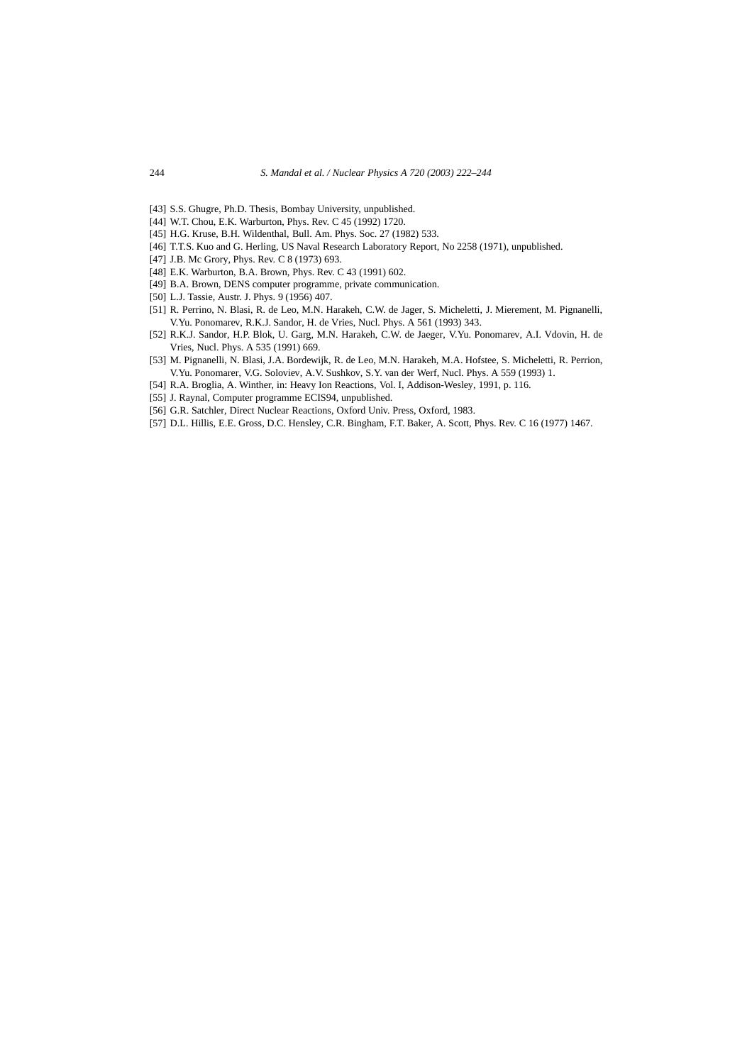[43] S.S. Ghugre, Ph.D. Thesis, Bombay University, unpublished.
[44] W.T. Chou, E.K. Warburton, Phys. Rev. C 45 (1992) 1720.
[45] H.G. Kruse, B.H. Wildenthal, Bull. Am. Phys. Soc. 27 (1982) 533.
[46] T.T.S. Kuo and G. Herling, US Naval Research Laboratory Report, No 2258 (1971), unpublished.
[47] J.B. Mc Grory, Phys. Rev. C 8 (1973) 693.
[48] E.K. Warburton, B.A. Brown, Phys. Rev. C 43 (1991) 602.
[49] B.A. Brown, DENS computer programme, private communication.
[50] L.J. Tassie, Austr. J. Phys. 9 (1956) 407.
[51] R. Perrino, N. Blasi, R. de Leo, M.N. Harakeh, C.W. de Jager, S. Micheletti, J. Mierement, M. Pignanelli, V.Yu. Ponomarev, R.K.J. Sandor, H. de Vries, Nucl. Phys. A 561 (1993) 343.
[52] R.K.J. Sandor, H.P. Blok, U. Garg, M.N. Harakeh, C.W. de Jaeger, V.Yu. Ponomarev, A.I. Vdovin, H. de Vries, Nucl. Phys. A 535 (1991) 669.
[53] M. Pignanelli, N. Blasi, J.A. Bordewijk, R. de Leo, M.N. Harakeh, M.A. Hofstee, S. Micheletti, R. Perrion, V.Yu. Ponomarer, V.G. Soloviev, A.V. Sushkov, S.Y. van der Werf, Nucl. Phys. A 559 (1993) 1.
[54] R.A. Broglia, A. Winther, in: Heavy Ion Reactions, Vol. I, Addison-Wesley, 1991, p. 116.
[55] J. Raynal, Computer programme ECIS94, unpublished.
[56] G.R. Satchler, Direct Nuclear Reactions, Oxford Univ. Press, Oxford, 1983.
[57] D.L. Hillis, E.E. Gross, D.C. Hensley, C.R. Bingham, F.T. Baker, A. Scott, Phys. Rev. C 16 (1977) 1467.